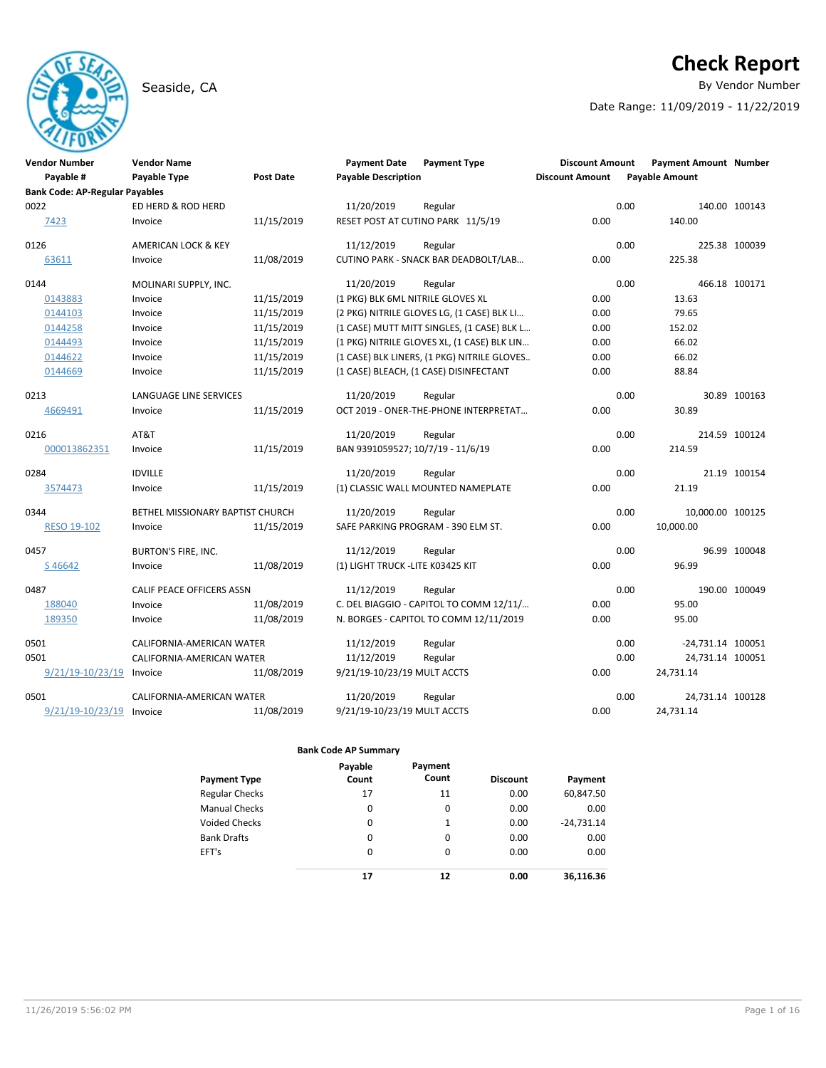# Check Report

Seaside, CA

By Vendor Number

Date Range: 11/09/2019 - 11/22/2019

| Vendor Number / Payable # | Vendor Name / Payable Type | Post Date | Payment Date / Payable Description | Payment Type | Discount Amount | Payment Amount / Payable Amount | Number |
|---|---|---|---|---|---|---|---|
| **Bank Code: AP-Regular Payables** | | | | | | | |
| 0022 | ED HERD & ROD HERD | | 11/20/2019 | Regular | 0.00 | 140.00 | 100143 |
| 7423 | Invoice | 11/15/2019 | RESET POST AT CUTINO PARK 11/5/19 | | 0.00 | 140.00 | |
| 0126 | AMERICAN LOCK & KEY | | 11/12/2019 | Regular | 0.00 | 225.38 | 100039 |
| 63611 | Invoice | 11/08/2019 | CUTINO PARK - SNACK BAR DEADBOLT/LAB... | | 0.00 | 225.38 | |
| 0144 | MOLINARI SUPPLY, INC. | | 11/20/2019 | Regular | 0.00 | 466.18 | 100171 |
| 0143883 | Invoice | 11/15/2019 | (1 PKG) BLK 6ML NITRILE GLOVES XL | | 0.00 | 13.63 | |
| 0144103 | Invoice | 11/15/2019 | (2 PKG) NITRILE GLOVES LG, (1 CASE) BLK LI... | | 0.00 | 79.65 | |
| 0144258 | Invoice | 11/15/2019 | (1 CASE) MUTT MITT SINGLES, (1 CASE) BLK L... | | 0.00 | 152.02 | |
| 0144493 | Invoice | 11/15/2019 | (1 PKG) NITRILE GLOVES XL, (1 CASE) BLK LIN... | | 0.00 | 66.02 | |
| 0144622 | Invoice | 11/15/2019 | (1 CASE) BLK LINERS, (1 PKG) NITRILE GLOVES.. | | 0.00 | 66.02 | |
| 0144669 | Invoice | 11/15/2019 | (1 CASE) BLEACH, (1 CASE) DISINFECTANT | | 0.00 | 88.84 | |
| 0213 | LANGUAGE LINE SERVICES | | 11/20/2019 | Regular | 0.00 | 30.89 | 100163 |
| 4669491 | Invoice | 11/15/2019 | OCT 2019 - ONER-THE-PHONE INTERPRETAT... | | 0.00 | 30.89 | |
| 0216 | AT&T | | 11/20/2019 | Regular | 0.00 | 214.59 | 100124 |
| 000013862351 | Invoice | 11/15/2019 | BAN 9391059527; 10/7/19 - 11/6/19 | | 0.00 | 214.59 | |
| 0284 | IDVILLE | | 11/20/2019 | Regular | 0.00 | 21.19 | 100154 |
| 3574473 | Invoice | 11/15/2019 | (1) CLASSIC WALL MOUNTED NAMEPLATE | | 0.00 | 21.19 | |
| 0344 | BETHEL MISSIONARY BAPTIST CHURCH | | 11/20/2019 | Regular | 0.00 | 10,000.00 | 100125 |
| RESO 19-102 | Invoice | 11/15/2019 | SAFE PARKING PROGRAM - 390 ELM ST. | | 0.00 | 10,000.00 | |
| 0457 | BURTON'S FIRE, INC. | | 11/12/2019 | Regular | 0.00 | 96.99 | 100048 |
| S 46642 | Invoice | 11/08/2019 | (1) LIGHT TRUCK -LITE K03425 KIT | | 0.00 | 96.99 | |
| 0487 | CALIF PEACE OFFICERS ASSN | | 11/12/2019 | Regular | 0.00 | 190.00 | 100049 |
| 188040 | Invoice | 11/08/2019 | C. DEL BIAGGIO - CAPITOL TO COMM 12/11/... | | 0.00 | 95.00 | |
| 189350 | Invoice | 11/08/2019 | N. BORGES - CAPITOL TO COMM 12/11/2019 | | 0.00 | 95.00 | |
| 0501 | CALIFORNIA-AMERICAN WATER | | 11/12/2019 | Regular | 0.00 | -24,731.14 | 100051 |
| 0501 | CALIFORNIA-AMERICAN WATER | | 11/12/2019 | Regular | 0.00 | 24,731.14 | 100051 |
| 9/21/19-10/23/19 | Invoice | 11/08/2019 | 9/21/19-10/23/19 MULT ACCTS | | 0.00 | 24,731.14 | |
| 0501 | CALIFORNIA-AMERICAN WATER | | 11/20/2019 | Regular | 0.00 | 24,731.14 | 100128 |
| 9/21/19-10/23/19 | Invoice | 11/08/2019 | 9/21/19-10/23/19 MULT ACCTS | | 0.00 | 24,731.14 | |

**Bank Code AP Summary**

| Payment Type | Payable Count | Payment Count | Discount | Payment |
|---|---|---|---|---|
| Regular Checks | 17 | 11 | 0.00 | 60,847.50 |
| Manual Checks | 0 | 0 | 0.00 | 0.00 |
| Voided Checks | 0 | 1 | 0.00 | -24,731.14 |
| Bank Drafts | 0 | 0 | 0.00 | 0.00 |
| EFT's | 0 | 0 | 0.00 | 0.00 |
| | **17** | **12** | **0.00** | **36,116.36** |

11/26/2019 5:56:02 PM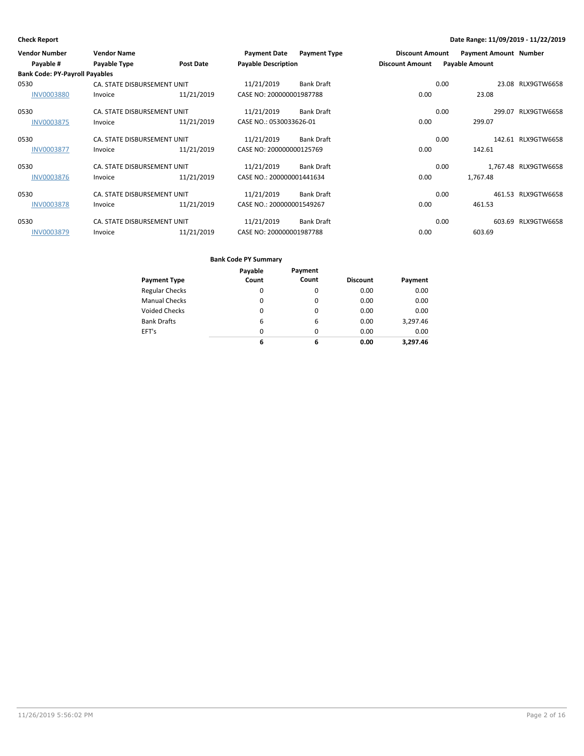**Check Report** — Date Range: 11/09/2019 - 11/22/2019

| Vendor Number | Vendor Name | | Payment Date | Payment Type | Discount Amount | Payment Amount | Number |
|---|---|---|---|---|---|---|---|
| Payable # | Payable Type | Post Date | Payable Description | | Discount Amount | Payable Amount | |
| **Bank Code: PY-Payroll Payables** | | | | | | | |
| 0530 | CA. STATE DISBURSEMENT UNIT | | 11/21/2019 | Bank Draft | 0.00 | 23.08 | RLX9GTW6658 |
| INV0003880 | Invoice | 11/21/2019 | CASE NO: 200000001987788 | | 0.00 | 23.08 | |
| 0530 | CA. STATE DISBURSEMENT UNIT | | 11/21/2019 | Bank Draft | 0.00 | 299.07 | RLX9GTW6658 |
| INV0003875 | Invoice | 11/21/2019 | CASE NO.: 0530033626-01 | | 0.00 | 299.07 | |
| 0530 | CA. STATE DISBURSEMENT UNIT | | 11/21/2019 | Bank Draft | 0.00 | 142.61 | RLX9GTW6658 |
| INV0003877 | Invoice | 11/21/2019 | CASE NO: 200000000125769 | | 0.00 | 142.61 | |
| 0530 | CA. STATE DISBURSEMENT UNIT | | 11/21/2019 | Bank Draft | 0.00 | 1,767.48 | RLX9GTW6658 |
| INV0003876 | Invoice | 11/21/2019 | CASE NO.: 200000001441634 | | 0.00 | 1,767.48 | |
| 0530 | CA. STATE DISBURSEMENT UNIT | | 11/21/2019 | Bank Draft | 0.00 | 461.53 | RLX9GTW6658 |
| INV0003878 | Invoice | 11/21/2019 | CASE NO.: 200000001549267 | | 0.00 | 461.53 | |
| 0530 | CA. STATE DISBURSEMENT UNIT | | 11/21/2019 | Bank Draft | 0.00 | 603.69 | RLX9GTW6658 |
| INV0003879 | Invoice | 11/21/2019 | CASE NO: 200000001987788 | | 0.00 | 603.69 | |

**Bank Code PY Summary**

| Payment Type | Payable Count | Payment Count | Discount | Payment |
|---|---|---|---|---|
| Regular Checks | 0 | 0 | 0.00 | 0.00 |
| Manual Checks | 0 | 0 | 0.00 | 0.00 |
| Voided Checks | 0 | 0 | 0.00 | 0.00 |
| Bank Drafts | 6 | 6 | 0.00 | 3,297.46 |
| EFT's | 0 | 0 | 0.00 | 0.00 |
| | **6** | **6** | **0.00** | **3,297.46** |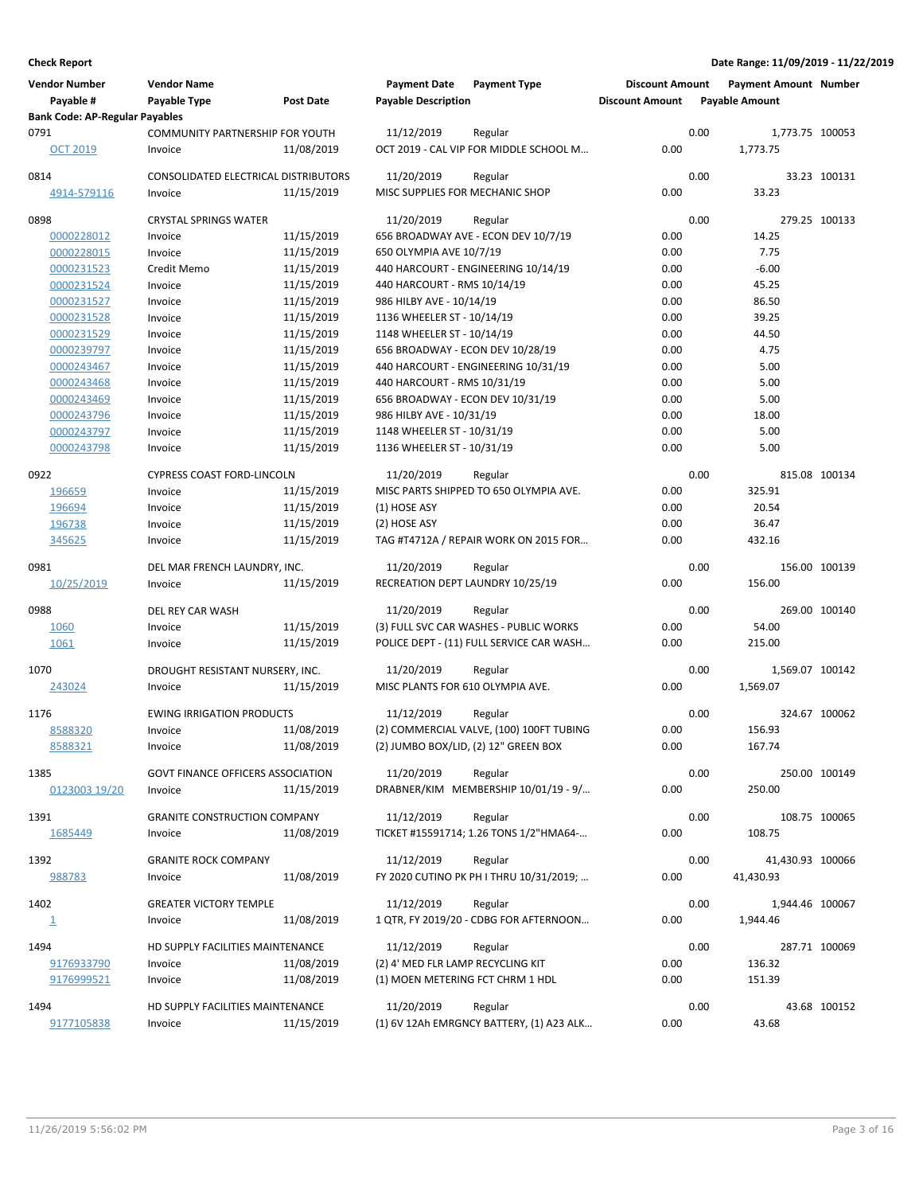**Check Report**

**Date Range: 11/09/2019 - 11/22/2019**

| Vendor Number | Vendor Name | | Payment Date | Payment Type | Discount Amount | Payment Amount | Number |
|---|---|---|---|---|---|---|---|
| Payable # | Payable Type | Post Date | Payable Description | | Discount Amount | Payable Amount | |
| **Bank Code: AP-Regular Payables** | | | | | | | |
| 0791 | COMMUNITY PARTNERSHIP FOR YOUTH | | 11/12/2019 | Regular | 0.00 | 1,773.75 | 100053 |
| OCT 2019 | Invoice | 11/08/2019 | OCT 2019 - CAL VIP FOR MIDDLE SCHOOL M... | | 0.00 | 1,773.75 | |
| 0814 | CONSOLIDATED ELECTRICAL DISTRIBUTORS | | 11/20/2019 | Regular | 0.00 | 33.23 | 100131 |
| 4914-579116 | Invoice | 11/15/2019 | MISC SUPPLIES FOR MECHANIC SHOP | | 0.00 | 33.23 | |
| 0898 | CRYSTAL SPRINGS WATER | | 11/20/2019 | Regular | 0.00 | 279.25 | 100133 |
| 0000228012 | Invoice | 11/15/2019 | 656 BROADWAY AVE - ECON DEV 10/7/19 | | 0.00 | 14.25 | |
| 0000228015 | Invoice | 11/15/2019 | 650 OLYMPIA AVE 10/7/19 | | 0.00 | 7.75 | |
| 0000231523 | Credit Memo | 11/15/2019 | 440 HARCOURT - ENGINEERING 10/14/19 | | 0.00 | -6.00 | |
| 0000231524 | Invoice | 11/15/2019 | 440 HARCOURT - RMS 10/14/19 | | 0.00 | 45.25 | |
| 0000231527 | Invoice | 11/15/2019 | 986 HILBY AVE - 10/14/19 | | 0.00 | 86.50 | |
| 0000231528 | Invoice | 11/15/2019 | 1136 WHEECLER ST - 10/14/19 | | 0.00 | 39.25 | |
| 0000231529 | Invoice | 11/15/2019 | 1148 WHEELER ST - 10/14/19 | | 0.00 | 44.50 | |
| 0000239797 | Invoice | 11/15/2019 | 656 BROADWAY - ECON DEV 10/28/19 | | 0.00 | 4.75 | |
| 0000243467 | Invoice | 11/15/2019 | 440 HARCOURT - ENGINEERING 10/31/19 | | 0.00 | 5.00 | |
| 0000243468 | Invoice | 11/15/2019 | 440 HARCOURT - RMS 10/31/19 | | 0.00 | 5.00 | |
| 0000243469 | Invoice | 11/15/2019 | 656 BROADWAY - ECON DEV 10/31/19 | | 0.00 | 5.00 | |
| 0000243796 | Invoice | 11/15/2019 | 986 HILBY AVE - 10/31/19 | | 0.00 | 18.00 | |
| 0000243797 | Invoice | 11/15/2019 | 1148 WHEELER ST - 10/31/19 | | 0.00 | 5.00 | |
| 0000243798 | Invoice | 11/15/2019 | 1136 WHEELER ST - 10/31/19 | | 0.00 | 5.00 | |
| 0922 | CYPRESS COAST FORD-LINCOLN | | 11/20/2019 | Regular | 0.00 | 815.08 | 100134 |
| 196659 | Invoice | 11/15/2019 | MISC PARTS SHIPPED TO 650 OLYMPIA AVE. | | 0.00 | 325.91 | |
| 196694 | Invoice | 11/15/2019 | (1) HOSE ASY | | 0.00 | 20.54 | |
| 196738 | Invoice | 11/15/2019 | (2) HOSE ASY | | 0.00 | 36.47 | |
| 345625 | Invoice | 11/15/2019 | TAG #T4712A / REPAIR WORK ON 2015 FOR... | | 0.00 | 432.16 | |
| 0981 | DEL MAR FRENCH LAUNDRY, INC. | | 11/20/2019 | Regular | 0.00 | 156.00 | 100139 |
| 10/25/2019 | Invoice | 11/15/2019 | RECREATION DEPT LAUNDRY 10/25/19 | | 0.00 | 156.00 | |
| 0988 | DEL REY CAR WASH | | 11/20/2019 | Regular | 0.00 | 269.00 | 100140 |
| 1060 | Invoice | 11/15/2019 | (3) FULL SVC CAR WASHES - PUBLIC WORKS | | 0.00 | 54.00 | |
| 1061 | Invoice | 11/15/2019 | POLICE DEPT - (11) FULL SERVICE CAR WASH... | | 0.00 | 215.00 | |
| 1070 | DROUGHT RESISTANT NURSERY, INC. | | 11/20/2019 | Regular | 0.00 | 1,569.07 | 100142 |
| 243024 | Invoice | 11/15/2019 | MISC PLANTS FOR 610 OLYMPIA AVE. | | 0.00 | 1,569.07 | |
| 1176 | EWING IRRIGATION PRODUCTS | | 11/12/2019 | Regular | 0.00 | 324.67 | 100062 |
| 8588320 | Invoice | 11/08/2019 | (2) COMMERCIAL VALVE, (100) 100FT TUBING | | 0.00 | 156.93 | |
| 8588321 | Invoice | 11/08/2019 | (2) JUMBO BOX/LID, (2) 12" GREEN BOX | | 0.00 | 167.74 | |
| 1385 | GOVT FINANCE OFFICERS ASSOCIATION | | 11/20/2019 | Regular | 0.00 | 250.00 | 100149 |
| 0123003 19/20 | Invoice | 11/15/2019 | DRABNER/KIM MEMBERSHIP 10/01/19 - 9/... | | 0.00 | 250.00 | |
| 1391 | GRANITE CONSTRUCTION COMPANY | | 11/12/2019 | Regular | 0.00 | 108.75 | 100065 |
| 1685449 | Invoice | 11/08/2019 | TICKET #15591714; 1.26 TONS 1/2"HMA64-... | | 0.00 | 108.75 | |
| 1392 | GRANITE ROCK COMPANY | | 11/12/2019 | Regular | 0.00 | 41,430.93 | 100066 |
| 988783 | Invoice | 11/08/2019 | FY 2020 CUTINO PK PH I THRU 10/31/2019; ... | | 0.00 | 41,430.93 | |
| 1402 | GREATER VICTORY TEMPLE | | 11/12/2019 | Regular | 0.00 | 1,944.46 | 100067 |
| 1 | Invoice | 11/08/2019 | 1 QTR, FY 2019/20 - CDBG FOR AFTERNOON... | | 0.00 | 1,944.46 | |
| 1494 | HD SUPPLY FACILITIES MAINTENANCE | | 11/12/2019 | Regular | 0.00 | 287.71 | 100069 |
| 9176933790 | Invoice | 11/08/2019 | (2) 4' MED FLR LAMP RECYCLING KIT | | 0.00 | 136.32 | |
| 9176999521 | Invoice | 11/08/2019 | (1) MOEN METERING FCT CHRM 1 HDL | | 0.00 | 151.39 | |
| 1494 | HD SUPPLY FACILITIES MAINTENANCE | | 11/20/2019 | Regular | 0.00 | 43.68 | 100152 |
| 9177105838 | Invoice | 11/15/2019 | (1) 6V 12Ah EMRGNCY BATTERY, (1) A23 ALK... | | 0.00 | 43.68 | |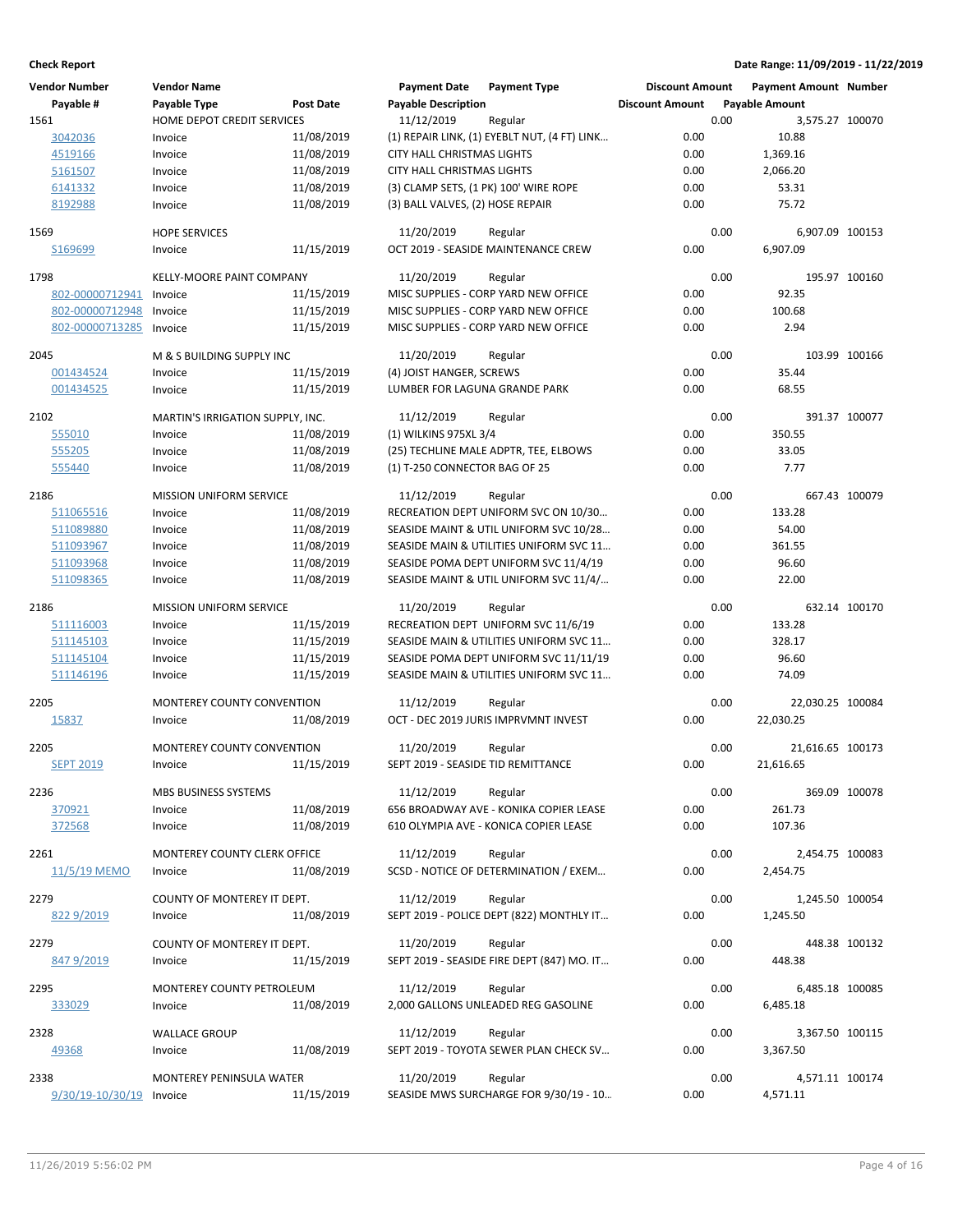**Check Report** — Date Range: 11/09/2019 - 11/22/2019

| Vendor Number | Vendor Name | | Payment Date | Payment Type | Discount Amount | Payment Amount | Number |
|---|---|---|---|---|---|---|---|
| Payable # | Payable Type | Post Date | Payable Description | | Discount Amount | Payable Amount | |
| 1561 | HOME DEPOT CREDIT SERVICES | | 11/12/2019 | Regular | 0.00 | 3,575.27 | 100070 |
| 3042036 | Invoice | 11/08/2019 | (1) REPAIR LINK, (1) EYEBLT NUT, (4 FT) LINK… | | 0.00 | 10.88 | |
| 4519166 | Invoice | 11/08/2019 | CITY HALL CHRISTMAS LIGHTS | | 0.00 | 1,369.16 | |
| 5161507 | Invoice | 11/08/2019 | CITY HALL CHRISTMAS LIGHTS | | 0.00 | 2,066.20 | |
| 6141332 | Invoice | 11/08/2019 | (3) CLAMP SETS, (1 PK) 100' WIRE ROPE | | 0.00 | 53.31 | |
| 8192988 | Invoice | 11/08/2019 | (3) BALL VALVES, (2) HOSE REPAIR | | 0.00 | 75.72 | |
| 1569 | HOPE SERVICES | | 11/20/2019 | Regular | 0.00 | 6,907.09 | 100153 |
| S169699 | Invoice | 11/15/2019 | OCT 2019 - SEASIDE MAINTENANCE CREW | | 0.00 | 6,907.09 | |
| 1798 | KELLY-MOORE PAINT COMPANY | | 11/20/2019 | Regular | 0.00 | 195.97 | 100160 |
| 802-00000712941 | Invoice | 11/15/2019 | MISC SUPPLIES - CORP YARD NEW OFFICE | | 0.00 | 92.35 | |
| 802-00000712948 | Invoice | 11/15/2019 | MISC SUPPLIES - CORP YARD NEW OFFICE | | 0.00 | 100.68 | |
| 802-00000713285 | Invoice | 11/15/2019 | MISC SUPPLIES - CORP YARD NEW OFFICE | | 0.00 | 2.94 | |
| 2045 | M & S BUILDING SUPPLY INC | | 11/20/2019 | Regular | 0.00 | 103.99 | 100166 |
| 001434524 | Invoice | 11/15/2019 | (4) JOIST HANGER, SCREWS | | 0.00 | 35.44 | |
| 001434525 | Invoice | 11/15/2019 | LUMBER FOR LAGUNA GRANDE PARK | | 0.00 | 68.55 | |
| 2102 | MARTIN'S IRRIGATION SUPPLY, INC. | | 11/12/2019 | Regular | 0.00 | 391.37 | 100077 |
| 555010 | Invoice | 11/08/2019 | (1) WILKINS 975XL 3/4 | | 0.00 | 350.55 | |
| 555205 | Invoice | 11/08/2019 | (25) TECHLINE MALE ADPTR, TEE, ELBOWS | | 0.00 | 33.05 | |
| 555440 | Invoice | 11/08/2019 | (1) T-250 CONNECTOR BAG OF 25 | | 0.00 | 7.77 | |
| 2186 | MISSION UNIFORM SERVICE | | 11/12/2019 | Regular | 0.00 | 667.43 | 100079 |
| 511065516 | Invoice | 11/08/2019 | RECREATION DEPT UNIFORM SVC ON 10/30… | | 0.00 | 133.28 | |
| 511089880 | Invoice | 11/08/2019 | SEASIDE MAINT & UTIL UNIFORM SVC 10/28… | | 0.00 | 54.00 | |
| 511093967 | Invoice | 11/08/2019 | SEASIDE MAIN & UTILITIES UNIFORM SVC 11… | | 0.00 | 361.55 | |
| 511093968 | Invoice | 11/08/2019 | SEASIDE POMA DEPT UNIFORM SVC 11/4/19 | | 0.00 | 96.60 | |
| 511098365 | Invoice | 11/08/2019 | SEASIDE MAINT & UTIL UNIFORM SVC 11/4/… | | 0.00 | 22.00 | |
| 2186 | MISSION UNIFORM SERVICE | | 11/20/2019 | Regular | 0.00 | 632.14 | 100170 |
| 511116003 | Invoice | 11/15/2019 | RECREATION DEPT UNIFORM SVC 11/6/19 | | 0.00 | 133.28 | |
| 511145103 | Invoice | 11/15/2019 | SEASIDE MAIN & UTILITIES UNIFORM SVC 11… | | 0.00 | 328.17 | |
| 511145104 | Invoice | 11/15/2019 | SEASIDE POMA DEPT UNIFORM SVC 11/11/19 | | 0.00 | 96.60 | |
| 511146196 | Invoice | 11/15/2019 | SEASIDE MAIN & UTILITIES UNIFORM SVC 11… | | 0.00 | 74.09 | |
| 2205 | MONTEREY COUNTY CONVENTION | | 11/12/2019 | Regular | 0.00 | 22,030.25 | 100084 |
| 15837 | Invoice | 11/08/2019 | OCT - DEC 2019 JURIS IMPRVMNT INVEST | | 0.00 | 22,030.25 | |
| 2205 | MONTEREY COUNTY CONVENTION | | 11/20/2019 | Regular | 0.00 | 21,616.65 | 100173 |
| SEPT 2019 | Invoice | 11/15/2019 | SEPT 2019 - SEASIDE TID REMITTANCE | | 0.00 | 21,616.65 | |
| 2236 | MBS BUSINESS SYSTEMS | | 11/12/2019 | Regular | 0.00 | 369.09 | 100078 |
| 370921 | Invoice | 11/08/2019 | 656 BROADWAY AVE - KONIKA COPIER LEASE | | 0.00 | 261.73 | |
| 372568 | Invoice | 11/08/2019 | 610 OLYMPIA AVE - KONICA COPIER LEASE | | 0.00 | 107.36 | |
| 2261 | MONTEREY COUNTY CLERK OFFICE | | 11/12/2019 | Regular | 0.00 | 2,454.75 | 100083 |
| 11/5/19 MEMO | Invoice | 11/08/2019 | SCSD - NOTICE OF DETERMINATION / EXEM… | | 0.00 | 2,454.75 | |
| 2279 | COUNTY OF MONTEREY IT DEPT. | | 11/12/2019 | Regular | 0.00 | 1,245.50 | 100054 |
| 822 9/2019 | Invoice | 11/08/2019 | SEPT 2019 - POLICE DEPT (822) MONTHLY IT… | | 0.00 | 1,245.50 | |
| 2279 | COUNTY OF MONTEREY IT DEPT. | | 11/20/2019 | Regular | 0.00 | 448.38 | 100132 |
| 847 9/2019 | Invoice | 11/15/2019 | SEPT 2019 - SEASIDE FIRE DEPT (847) MO. IT… | | 0.00 | 448.38 | |
| 2295 | MONTEREY COUNTY PETROLEUM | | 11/12/2019 | Regular | 0.00 | 6,485.18 | 100085 |
| 333029 | Invoice | 11/08/2019 | 2,000 GALLONS UNLEADED REG GASOLINE | | 0.00 | 6,485.18 | |
| 2328 | WALLACE GROUP | | 11/12/2019 | Regular | 0.00 | 3,367.50 | 100115 |
| 49368 | Invoice | 11/08/2019 | SEPT 2019 - TOYOTA SEWER PLAN CHECK SV… | | 0.00 | 3,367.50 | |
| 2338 | MONTEREY PENINSULA WATER | | 11/20/2019 | Regular | 0.00 | 4,571.11 | 100174 |
| 9/30/19-10/30/19 | Invoice | 11/15/2019 | SEASIDE MWS SURCHARGE FOR 9/30/19 - 10… | | 0.00 | 4,571.11 | |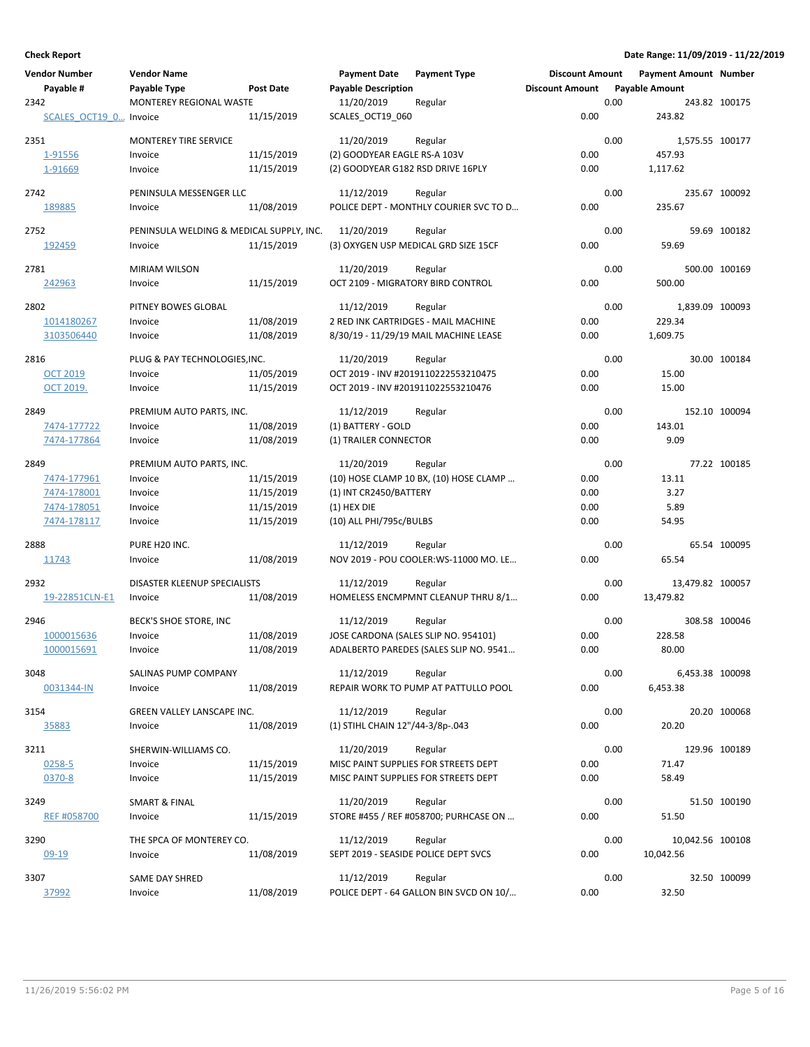**Check Report** — Date Range: 11/09/2019 - 11/22/2019

| Vendor Number / Payable # | Vendor Name / Payable Type | Post Date | Payment Date / Payable Description | Payment Type | Discount Amount / Discount Amount | Payment Amount / Payable Amount | Number |
|---|---|---|---|---|---|---|---|
| 2342 | MONTEREY REGIONAL WASTE | | 11/20/2019 | Regular | 0.00 | 243.82 | 100175 |
| SCALES_OCT19_0... | Invoice | 11/15/2019 | SCALES_OCT19_060 | | 0.00 | 243.82 | |
| 2351 | MONTEREY TIRE SERVICE | | 11/20/2019 | Regular | 0.00 | 1,575.55 | 100177 |
| 1-91556 | Invoice | 11/15/2019 | (2) GOODYEAR EAGLE RS-A 103V | | 0.00 | 457.93 | |
| 1-91669 | Invoice | 11/15/2019 | (2) GOODYEAR G182 RSD DRIVE 16PLY | | 0.00 | 1,117.62 | |
| 2742 | PENINSULA MESSENGER LLC | | 11/12/2019 | Regular | 0.00 | 235.67 | 100092 |
| 189885 | Invoice | 11/08/2019 | POLICE DEPT - MONTHLY COURIER SVC TO D... | | 0.00 | 235.67 | |
| 2752 | PENINSULA WELDING & MEDICAL SUPPLY, INC. | | 11/20/2019 | Regular | 0.00 | 59.69 | 100182 |
| 192459 | Invoice | 11/15/2019 | (3) OXYGEN USP MEDICAL GRD SIZE 15CF | | 0.00 | 59.69 | |
| 2781 | MIRIAM WILSON | | 11/20/2019 | Regular | 0.00 | 500.00 | 100169 |
| 242963 | Invoice | 11/15/2019 | OCT 2109 - MIGRATORY BIRD CONTROL | | 0.00 | 500.00 | |
| 2802 | PITNEY BOWES GLOBAL | | 11/12/2019 | Regular | 0.00 | 1,839.09 | 100093 |
| 1014180267 | Invoice | 11/08/2019 | 2 RED INK CARTRIDGES - MAIL MACHINE | | 0.00 | 229.34 | |
| 3103506440 | Invoice | 11/08/2019 | 8/30/19 - 11/29/19 MAIL MACHINE LEASE | | 0.00 | 1,609.75 | |
| 2816 | PLUG & PAY TECHNOLOGIES,INC. | | 11/20/2019 | Regular | 0.00 | 30.00 | 100184 |
| OCT 2019 | Invoice | 11/05/2019 | OCT 2019 - INV #2019110222553210475 | | 0.00 | 15.00 | |
| OCT 2019. | Invoice | 11/15/2019 | OCT 2019 - INV #2019110225532104​76 | | 0.00 | 15.00 | |
| 2849 | PREMIUM AUTO PARTS, INC. | | 11/12/2019 | Regular | 0.00 | 152.10 | 100094 |
| 7474-177722 | Invoice | 11/08/2019 | (1) BATTERY - GOLD | | 0.00 | 143.01 | |
| 7474-177864 | Invoice | 11/08/2019 | (1) TRAILER CONNECTOR | | 0.00 | 9.09 | |
| 2849 | PREMIUM AUTO PARTS, INC. | | 11/20/2019 | Regular | 0.00 | 77.22 | 100185 |
| 7474-177961 | Invoice | 11/15/2019 | (10) HOSE CLAMP 10 BX, (10) HOSE CLAMP ... | | 0.00 | 13.11 | |
| 7474-178001 | Invoice | 11/15/2019 | (1) INT CR2450/BATTERY | | 0.00 | 3.27 | |
| 7474-178051 | Invoice | 11/15/2019 | (1) HEX DIE | | 0.00 | 5.89 | |
| 7474-178117 | Invoice | 11/15/2019 | (10) ALL PHI/795c/BULBS | | 0.00 | 54.95 | |
| 2888 | PURE H20 INC. | | 11/12/2019 | Regular | 0.00 | 65.54 | 100095 |
| 11743 | Invoice | 11/08/2019 | NOV 2019 - POU COOLER:WS-11000 MO. LE... | | 0.00 | 65.54 | |
| 2932 | DISASTER KLEENUP SPECIALISTS | | 11/12/2019 | Regular | 0.00 | 13,479.82 | 100057 |
| 19-22851CLN-E1 | Invoice | 11/08/2019 | HOMELESS ENCMPMNT CLEANUP THRU 8/1... | | 0.00 | 13,479.82 | |
| 2946 | BECK'S SHOE STORE, INC | | 11/12/2019 | Regular | 0.00 | 308.58 | 100046 |
| 1000015636 | Invoice | 11/08/2019 | JOSE CARDONA (SALES SLIP NO. 954101) | | 0.00 | 228.58 | |
| 1000015691 | Invoice | 11/08/2019 | ADALBERTO PAREDES (SALES SLIP NO. 9541... | | 0.00 | 80.00 | |
| 3048 | SALINAS PUMP COMPANY | | 11/12/2019 | Regular | 0.00 | 6,453.38 | 100098 |
| 0031344-IN | Invoice | 11/08/2019 | REPAIR WORK TO PUMP AT PATTULLO POOL | | 0.00 | 6,453.38 | |
| 3154 | GREEN VALLEY LANSCAPE INC. | | 11/12/2019 | Regular | 0.00 | 20.20 | 100068 |
| 35883 | Invoice | 11/08/2019 | (1) STIHL CHAIN 12"/44-3/8p-.043 | | 0.00 | 20.20 | |
| 3211 | SHERWIN-WILLIAMS CO. | | 11/20/2019 | Regular | 0.00 | 129.96 | 100189 |
| 0258-5 | Invoice | 11/15/2019 | MISC PAINT SUPPLIES FOR STREETS DEPT | | 0.00 | 71.47 | |
| 0370-8 | Invoice | 11/15/2019 | MISC PAINT SUPPLIES FOR STREETS DEPT | | 0.00 | 58.49 | |
| 3249 | SMART & FINAL | | 11/20/2019 | Regular | 0.00 | 51.50 | 100190 |
| REF #058700 | Invoice | 11/15/2019 | STORE #455 / REF #058700; PURHCASE ON ... | | 0.00 | 51.50 | |
| 3290 | THE SPCA OF MONTEREY CO. | | 11/12/2019 | Regular | 0.00 | 10,042.56 | 100108 |
| 09-19 | Invoice | 11/08/2019 | SEPT 2019 - SEASIDE POLICE DEPT SVCS | | 0.00 | 10,042.56 | |
| 3307 | SAME DAY SHRED | | 11/12/2019 | Regular | 0.00 | 32.50 | 100099 |
| 37992 | Invoice | 11/08/2019 | POLICE DEPT - 64 GALLON BIN SVCD ON 10/... | | 0.00 | 32.50 | |

11/26/2019 5:56:02 PM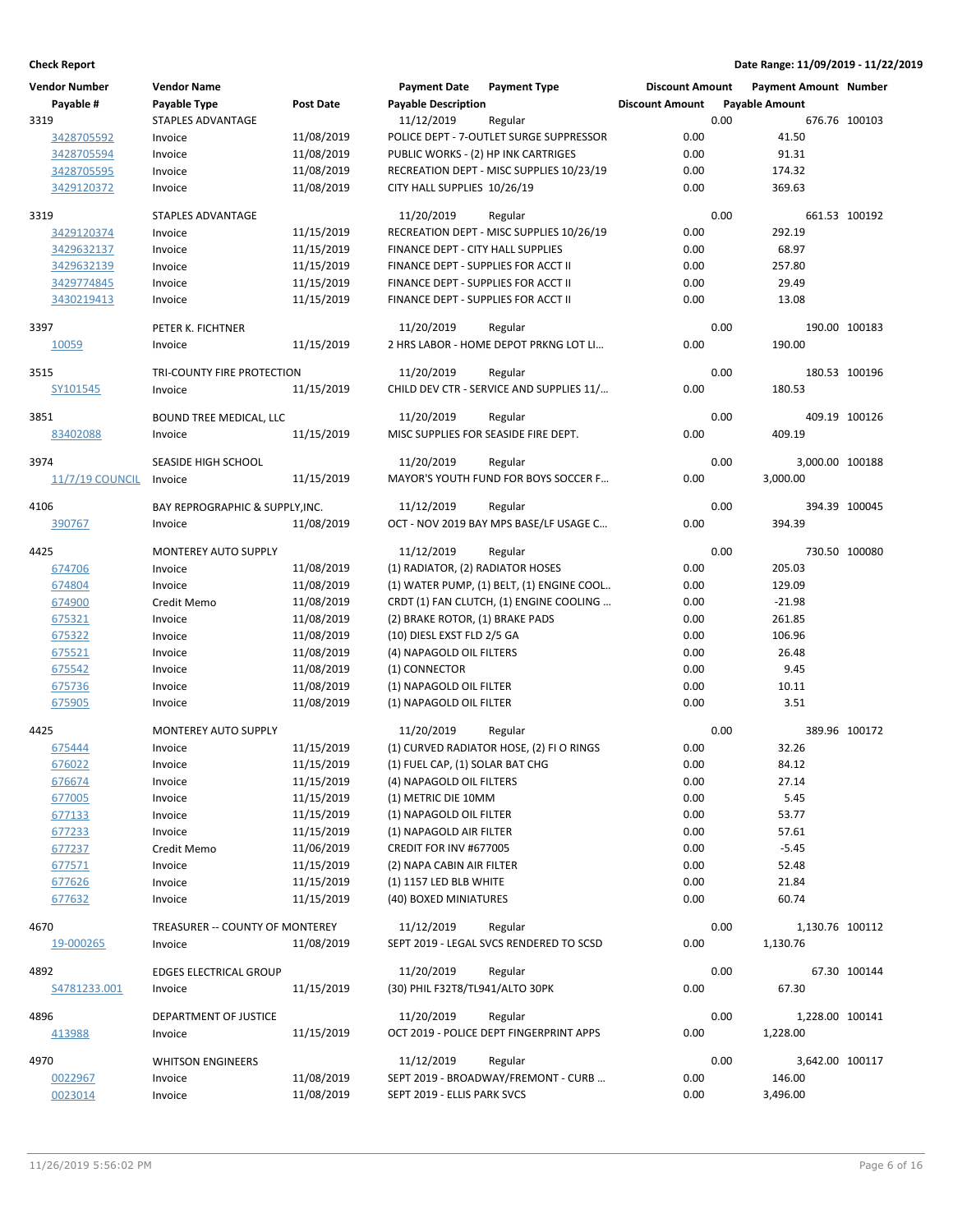**Check Report**

**Date Range: 11/09/2019 - 11/22/2019**

| Vendor Number | Vendor Name | | Payment Date | Payment Type | Discount Amount | Payment Amount | Number |
|---|---|---|---|---|---|---|---|
| Payable # | Payable Type | Post Date | Payable Description | | Discount Amount | Payable Amount | |
| 3319 | STAPLES ADVANTAGE | | 11/12/2019 | Regular | 0.00 | 676.76 | 100103 |
| 3428705592 | Invoice | 11/08/2019 | POLICE DEPT - 7-OUTLET SURGE SUPPRESSOR | | 0.00 | 41.50 | |
| 3428705594 | Invoice | 11/08/2019 | PUBLIC WORKS - (2) HP INK CARTRIGES | | 0.00 | 91.31 | |
| 3428705595 | Invoice | 11/08/2019 | RECREATION DEPT - MISC SUPPLIES 10/23/19 | | 0.00 | 174.32 | |
| 3429120372 | Invoice | 11/08/2019 | CITY HALL SUPPLIES 10/26/19 | | 0.00 | 369.63 | |
| 3319 | STAPLES ADVANTAGE | | 11/20/2019 | Regular | 0.00 | 661.53 | 100192 |
| 3429120374 | Invoice | 11/15/2019 | RECREATION DEPT - MISC SUPPLIES 10/26/19 | | 0.00 | 292.19 | |
| 3429632137 | Invoice | 11/15/2019 | FINANCE DEPT - CITY HALL SUPPLIES | | 0.00 | 68.97 | |
| 3429632139 | Invoice | 11/15/2019 | FINANCE DEPT - SUPPLIES FOR ACCT II | | 0.00 | 257.80 | |
| 3429774845 | Invoice | 11/15/2019 | FINANCE DEPT - SUPPLIES FOR ACCT II | | 0.00 | 29.49 | |
| 3430219413 | Invoice | 11/15/2019 | FINANCE DEPT - SUPPLIES FOR ACCT II | | 0.00 | 13.08 | |
| 3397 | PETER K. FICHTNER | | 11/20/2019 | Regular | 0.00 | 190.00 | 100183 |
| 10059 | Invoice | 11/15/2019 | 2 HRS LABOR - HOME DEPOT PRKNG LOT LI… | | 0.00 | 190.00 | |
| 3515 | TRI-COUNTY FIRE PROTECTION | | 11/20/2019 | Regular | 0.00 | 180.53 | 100196 |
| SY101545 | Invoice | 11/15/2019 | CHILD DEV CTR - SERVICE AND SUPPLIES 11/… | | 0.00 | 180.53 | |
| 3851 | BOUND TREE MEDICAL, LLC | | 11/20/2019 | Regular | 0.00 | 409.19 | 100126 |
| 83402088 | Invoice | 11/15/2019 | MISC SUPPLIES FOR SEASIDE FIRE DEPT. | | 0.00 | 409.19 | |
| 3974 | SEASIDE HIGH SCHOOL | | 11/20/2019 | Regular | 0.00 | 3,000.00 | 100188 |
| 11/7/19 COUNCIL | Invoice | 11/15/2019 | MAYOR'S YOUTH FUND FOR BOYS SOCCER F… | | 0.00 | 3,000.00 | |
| 4106 | BAY REPROGRAPHIC & SUPPLY,INC. | | 11/12/2019 | Regular | 0.00 | 394.39 | 100045 |
| 390767 | Invoice | 11/08/2019 | OCT - NOV 2019 BAY MPS BASE/LF USAGE C… | | 0.00 | 394.39 | |
| 4425 | MONTEREY AUTO SUPPLY | | 11/12/2019 | Regular | 0.00 | 730.50 | 100080 |
| 674706 | Invoice | 11/08/2019 | (1) RADIATOR, (2) RADIATOR HOSES | | 0.00 | 205.03 | |
| 674804 | Invoice | 11/08/2019 | (1) WATER PUMP, (1) BELT, (1) ENGINE COOL.. | | 0.00 | 129.09 | |
| 674900 | Credit Memo | 11/08/2019 | CRDT (1) FAN CLUTCH, (1) ENGINE COOLING … | | 0.00 | -21.98 | |
| 675321 | Invoice | 11/08/2019 | (2) BRAKE ROTOR, (1) BRAKE PADS | | 0.00 | 261.85 | |
| 675322 | Invoice | 11/08/2019 | (10) DIESL EXST FLD 2/5 GA | | 0.00 | 106.96 | |
| 675521 | Invoice | 11/08/2019 | (4) NAPAGOLD OIL FILTERS | | 0.00 | 26.48 | |
| 675542 | Invoice | 11/08/2019 | (1) CONNECTOR | | 0.00 | 9.45 | |
| 675736 | Invoice | 11/08/2019 | (1) NAPAGOLD OIL FILTER | | 0.00 | 10.11 | |
| 675905 | Invoice | 11/08/2019 | (1) NAPAGOLD OIL FILTER | | 0.00 | 3.51 | |
| 4425 | MONTEREY AUTO SUPPLY | | 11/20/2019 | Regular | 0.00 | 389.96 | 100172 |
| 675444 | Invoice | 11/15/2019 | (1) CURVED RADIATOR HOSE, (2) FI O RINGS | | 0.00 | 32.26 | |
| 676022 | Invoice | 11/15/2019 | (1) FUEL CAP, (1) SOLAR BAT CHG | | 0.00 | 84.12 | |
| 676674 | Invoice | 11/15/2019 | (4) NAPAGOLD OIL FILTERS | | 0.00 | 27.14 | |
| 677005 | Invoice | 11/15/2019 | (1) METRIC DIE 10MM | | 0.00 | 5.45 | |
| 677133 | Invoice | 11/15/2019 | (1) NAPAGOLD OIL FILTER | | 0.00 | 53.77 | |
| 677233 | Invoice | 11/15/2019 | (1) NAPAGOLD AIR FILTER | | 0.00 | 57.61 | |
| 677237 | Credit Memo | 11/06/2019 | CREDIT FOR INV #677005 | | 0.00 | -5.45 | |
| 677571 | Invoice | 11/15/2019 | (2) NAPA CABIN AIR FILTER | | 0.00 | 52.48 | |
| 677626 | Invoice | 11/15/2019 | (1) 1157 LED BLB WHITE | | 0.00 | 21.84 | |
| 677632 | Invoice | 11/15/2019 | (40) BOXED MINIATURES | | 0.00 | 60.74 | |
| 4670 | TREASURER -- COUNTY OF MONTEREY | | 11/12/2019 | Regular | 0.00 | 1,130.76 | 100112 |
| 19-000265 | Invoice | 11/08/2019 | SEPT 2019 - LEGAL SVCS RENDERED TO SCSD | | 0.00 | 1,130.76 | |
| 4892 | EDGES ELECTRICAL GROUP | | 11/20/2019 | Regular | 0.00 | 67.30 | 100144 |
| S4781233.001 | Invoice | 11/15/2019 | (30) PHIL F32T8/TL941/ALTO 30PK | | 0.00 | 67.30 | |
| 4896 | DEPARTMENT OF JUSTICE | | 11/20/2019 | Regular | 0.00 | 1,228.00 | 100141 |
| 413988 | Invoice | 11/15/2019 | OCT 2019 - POLICE DEPT FINGERPRINT APPS | | 0.00 | 1,228.00 | |
| 4970 | WHITSON ENGINEERS | | 11/12/2019 | Regular | 0.00 | 3,642.00 | 100117 |
| 0022967 | Invoice | 11/08/2019 | SEPT 2019 - BROADWAY/FREMONT - CURB … | | 0.00 | 146.00 | |
| 0023014 | Invoice | 11/08/2019 | SEPT 2019 - ELLIS PARK SVCS | | 0.00 | 3,496.00 | |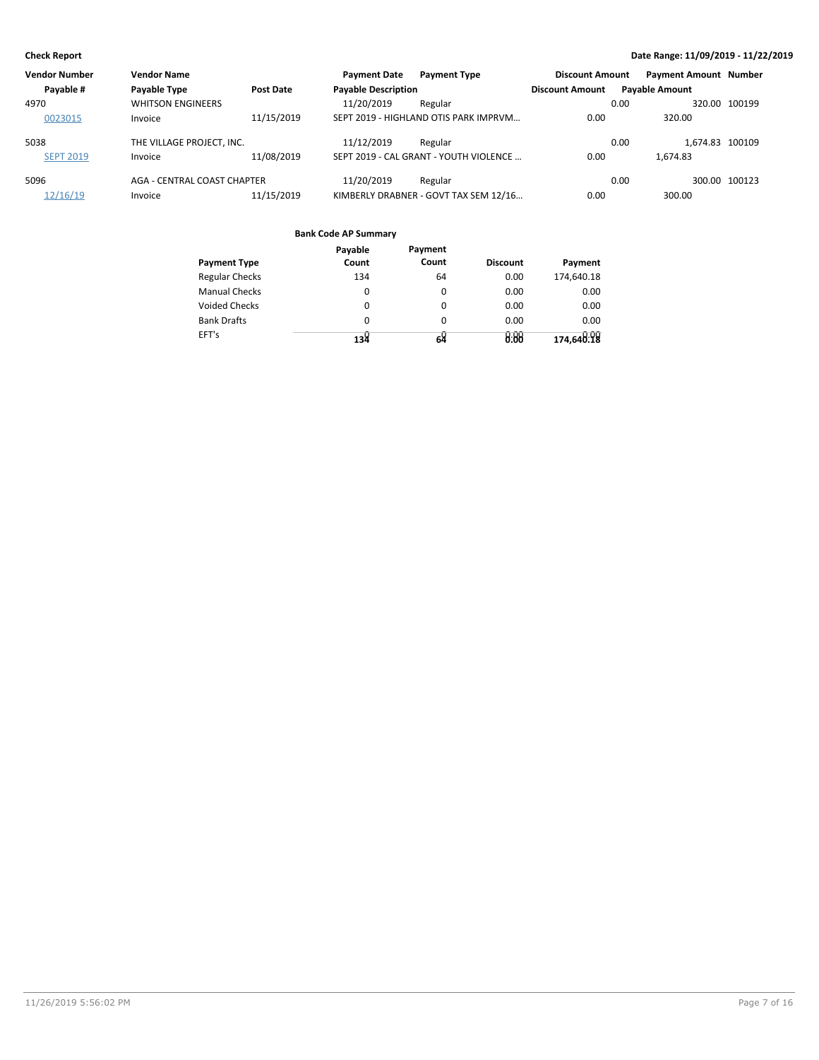**Check Report** **Date Range: 11/09/2019 - 11/22/2019**

| Vendor Number | Vendor Name | | Payment Date | Payment Type | Discount Amount | Payment Amount | Number |
|---|---|---|---|---|---|---|---|
| Payable # | Payable Type | Post Date | Payable Description | | Discount Amount | Payable Amount | |
| 4970 | WHITSON ENGINEERS | | 11/20/2019 | Regular | 0.00 | 320.00 | 100199 |
| 0023015 | Invoice | 11/15/2019 | SEPT 2019 - HIGHLAND OTIS PARK IMPRVM... | | 0.00 | 320.00 | |
| 5038 | THE VILLAGE PROJECT, INC. | | 11/12/2019 | Regular | 0.00 | 1,674.83 | 100109 |
| SEPT 2019 | Invoice | 11/08/2019 | SEPT 2019 - CAL GRANT - YOUTH VIOLENCE ... | | 0.00 | 1,674.83 | |
| 5096 | AGA - CENTRAL COAST CHAPTER | | 11/20/2019 | Regular | 0.00 | 300.00 | 100123 |
| 12/16/19 | Invoice | 11/15/2019 | KIMBERLY DRABNER - GOVT TAX SEM 12/16... | | 0.00 | 300.00 | |

**Bank Code AP Summary**

| Payment Type | Payable Count | Payment Count | Discount | Payment |
|---|---|---|---|---|
| Regular Checks | 134 | 64 | 0.00 | 174,640.18 |
| Manual Checks | 0 | 0 | 0.00 | 0.00 |
| Voided Checks | 0 | 0 | 0.00 | 0.00 |
| Bank Drafts | 0 | 0 | 0.00 | 0.00 |
| EFT's | 0 | 0 | 0.00 | 0.00 |
| | **134** | **64** | **0.00** | **174,640.18** |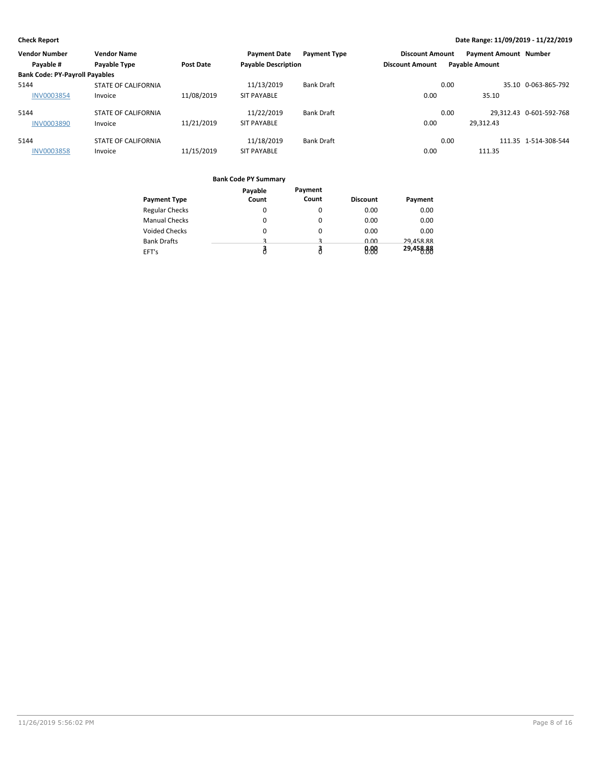**Check Report**

**Date Range: 11/09/2019 - 11/22/2019**

| Vendor Number | Vendor Name | | Payment Date | Payment Type | Discount Amount | Payment Amount | Number |
|---|---|---|---|---|---|---|---|
| Payable # | Payable Type | Post Date | Payable Description | | Discount Amount | Payable Amount | |
| **Bank Code: PY-Payroll Payables** | | | | | | | |
| 5144 | STATE OF CALIFORNIA | | 11/13/2019 | Bank Draft | 0.00 | 35.10 | 0-063-865-792 |
| INV0003854 | Invoice | 11/08/2019 | SIT PAYABLE | | 0.00 | 35.10 | |
| 5144 | STATE OF CALIFORNIA | | 11/22/2019 | Bank Draft | 0.00 | 29,312.43 | 0-601-592-768 |
| INV0003890 | Invoice | 11/21/2019 | SIT PAYABLE | | 0.00 | 29,312.43 | |
| 5144 | STATE OF CALIFORNIA | | 11/18/2019 | Bank Draft | 0.00 | 111.35 | 1-514-308-544 |
| INV0003858 | Invoice | 11/15/2019 | SIT PAYABLE | | 0.00 | 111.35 | |

**Bank Code PY Summary**

| Payment Type | Payable Count | Payment Count | Discount | Payment |
|---|---|---|---|---|
| Regular Checks | 0 | 0 | 0.00 | 0.00 |
| Manual Checks | 0 | 0 | 0.00 | 0.00 |
| Voided Checks | 0 | 0 | 0.00 | 0.00 |
| Bank Drafts | 3 | 3 | 0.00 | 29,458.88 |
| EFT's | 0 | 0 | 0.00 | 0.00 |
| | **3** | **3** | **0.00** | **29,458.88** |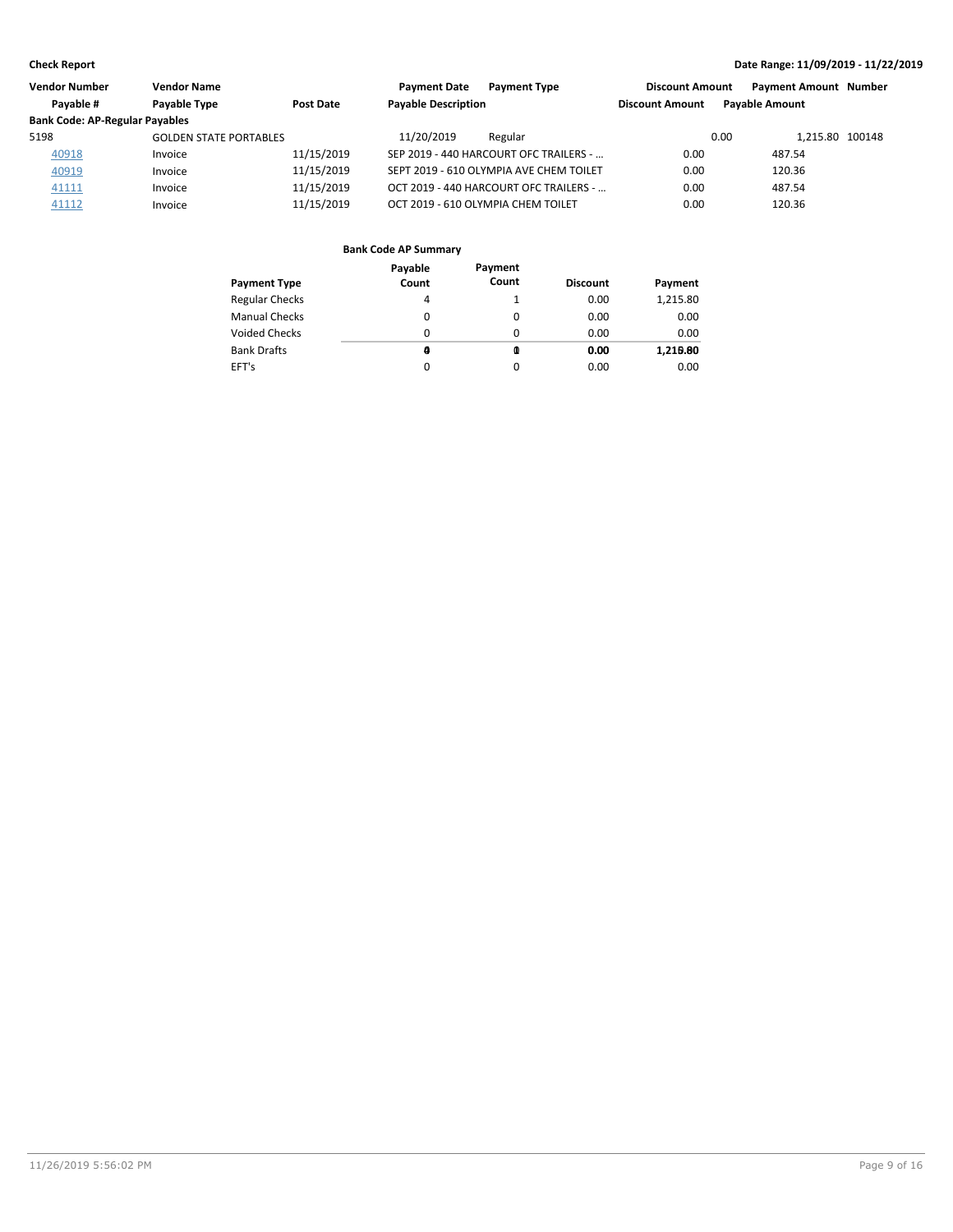**Check Report**

**Date Range: 11/09/2019 - 11/22/2019**

| Vendor Number | Vendor Name | | Payment Date | Payment Type | Discount Amount | Payment Amount | Number |
|---|---|---|---|---|---|---|---|
| Payable # | Payable Type | Post Date | Payable Description | | Discount Amount | Payable Amount | |
| **Bank Code: AP-Regular Payables** | | | | | | | |
| 5198 | GOLDEN STATE PORTABLES | | 11/20/2019 | Regular | 0.00 | 1,215.80 | 100148 |
| 40918 | Invoice | 11/15/2019 | SEP 2019 - 440 HARCOURT OFC TRAILERS - ... | | 0.00 | 487.54 | |
| 40919 | Invoice | 11/15/2019 | SEPT 2019 - 610 OLYMPIA AVE CHEM TOILET | | 0.00 | 120.36 | |
| 41111 | Invoice | 11/15/2019 | OCT 2019 - 440 HARCOURT OFC TRAILERS - ... | | 0.00 | 487.54 | |
| 41112 | Invoice | 11/15/2019 | OCT 2019 - 610 OLYMPIA CHEM TOILET | | 0.00 | 120.36 | |

**Bank Code AP Summary**

| Payment Type | Payable Count | Payment Count | Discount | Payment |
|---|---|---|---|---|
| Regular Checks | 4 | 1 | 0.00 | 1,215.80 |
| Manual Checks | 0 | 0 | 0.00 | 0.00 |
| Voided Checks | 0 | 0 | 0.00 | 0.00 |
| Bank Drafts | 0 | 0 | 0.00 | 0.00 |
| EFT's | 0 | 0 | 0.00 | 0.00 |
| | **4** | **1** | **0.00** | **1,215.80** |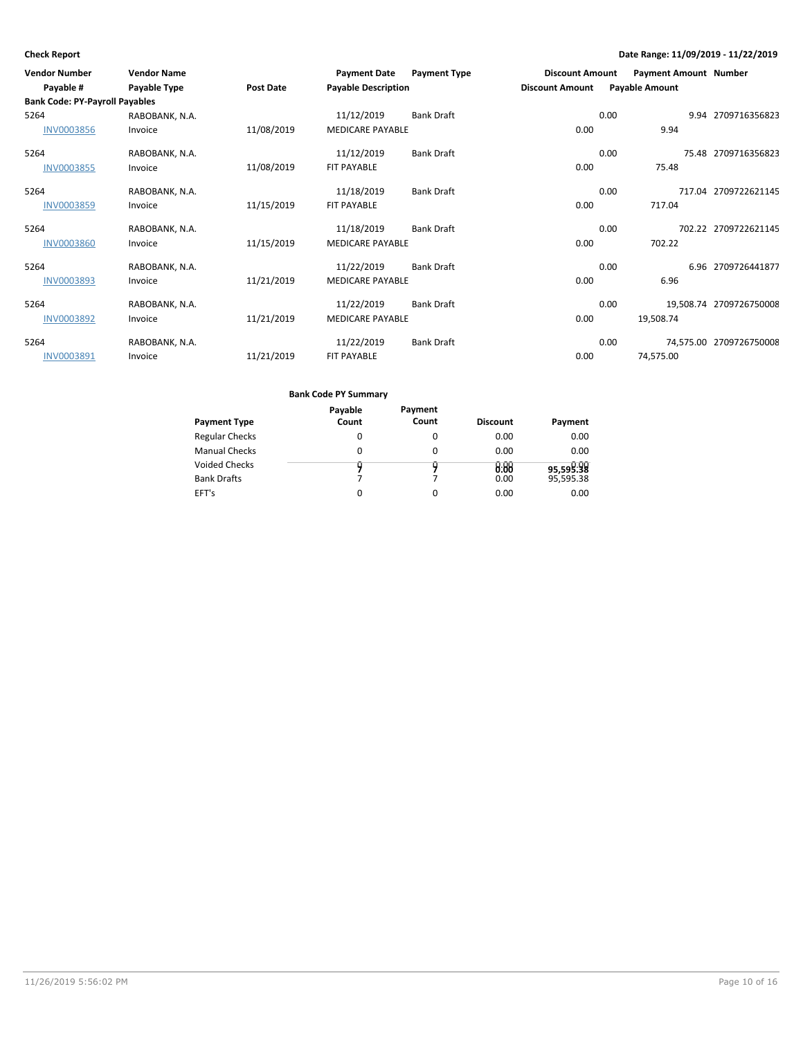**Check Report**

**Date Range: 11/09/2019 - 11/22/2019**

| Vendor Number | Vendor Name | | Payment Date | Payment Type | Discount Amount | Payment Amount | Number |
|---|---|---|---|---|---|---|---|
| Payable # | Payable Type | Post Date | Payable Description | | Discount Amount | Payable Amount | |
| **Bank Code: PY-Payroll Payables** | | | | | | | |
| 5264 | RABOBANK, N.A. | | 11/12/2019 | Bank Draft | 0.00 | 9.94 | 2709716356823 |
| INV0003856 | Invoice | 11/08/2019 | MEDICARE PAYABLE | | 0.00 | 9.94 | |
| 5264 | RABOBANK, N.A. | | 11/12/2019 | Bank Draft | 0.00 | 75.48 | 2709716356823 |
| INV0003855 | Invoice | 11/08/2019 | FIT PAYABLE | | 0.00 | 75.48 | |
| 5264 | RABOBANK, N.A. | | 11/18/2019 | Bank Draft | 0.00 | 717.04 | 2709722621145 |
| INV0003859 | Invoice | 11/15/2019 | FIT PAYABLE | | 0.00 | 717.04 | |
| 5264 | RABOBANK, N.A. | | 11/18/2019 | Bank Draft | 0.00 | 702.22 | 2709722621145 |
| INV0003860 | Invoice | 11/15/2019 | MEDICARE PAYABLE | | 0.00 | 702.22 | |
| 5264 | RABOBANK, N.A. | | 11/22/2019 | Bank Draft | 0.00 | 6.96 | 2709726441877 |
| INV0003893 | Invoice | 11/21/2019 | MEDICARE PAYABLE | | 0.00 | 6.96 | |
| 5264 | RABOBANK, N.A. | | 11/22/2019 | Bank Draft | 0.00 | 19,508.74 | 2709726750008 |
| INV0003892 | Invoice | 11/21/2019 | MEDICARE PAYABLE | | 0.00 | 19,508.74 | |
| 5264 | RABOBANK, N.A. | | 11/22/2019 | Bank Draft | 0.00 | 74,575.00 | 2709726750008 |
| INV0003891 | Invoice | 11/21/2019 | FIT PAYABLE | | 0.00 | 74,575.00 | |

**Bank Code PY Summary**

| Payment Type | Payable Count | Payment Count | Discount | Payment |
|---|---|---|---|---|
| Regular Checks | 0 | 0 | 0.00 | 0.00 |
| Manual Checks | 0 | 0 | 0.00 | 0.00 |
| Voided Checks | 0 | 0 | 0.00 | 0.00 |
| Bank Drafts | 7 | 7 | 0.00 | 95,595.38 |
| EFT's | 0 | 0 | 0.00 | 0.00 |
| | 7 | 7 | 0.00 | 95,595.38 |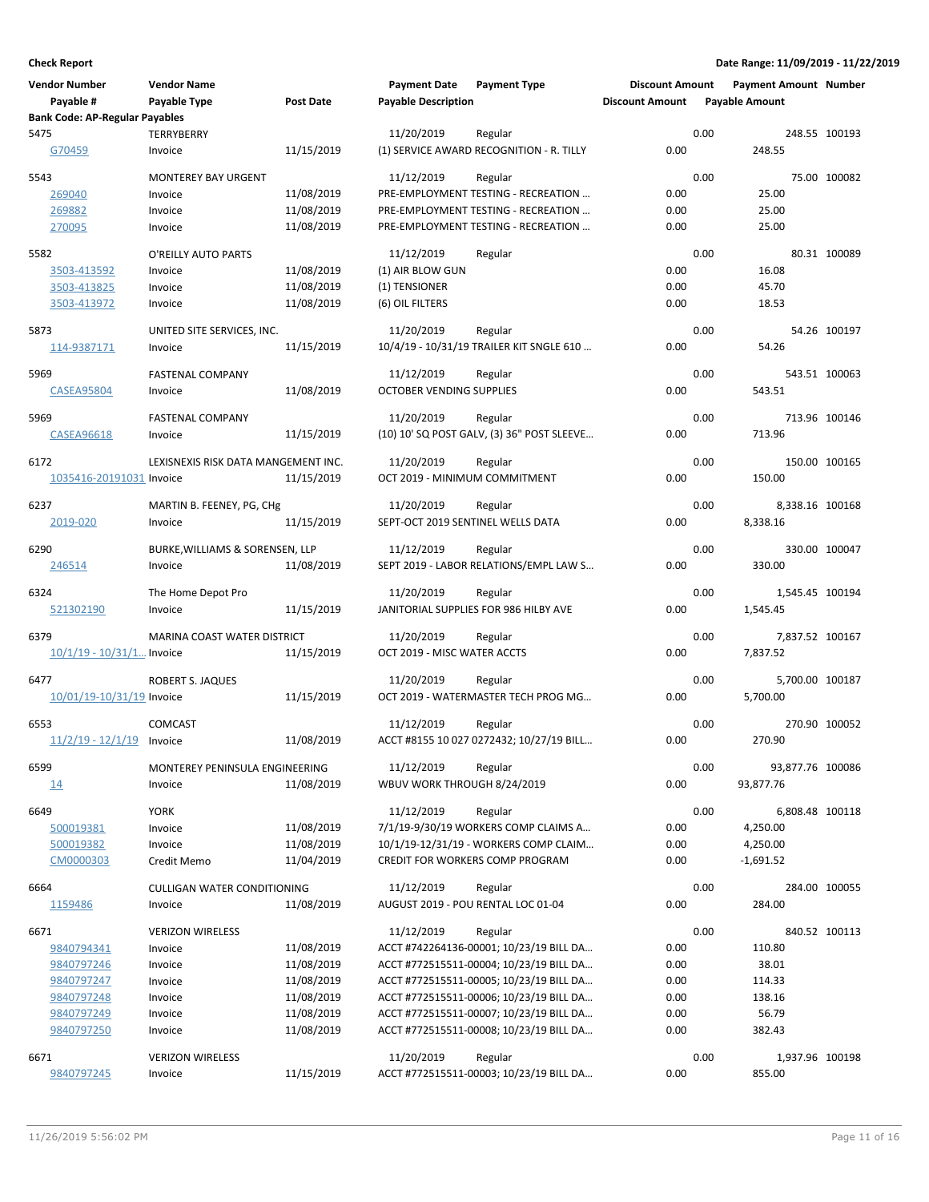**Check Report**

**Date Range: 11/09/2019 - 11/22/2019**

| Vendor Number | Vendor Name | | Payment Date | Payment Type | Discount Amount | Payment Amount | Number |
|---|---|---|---|---|---|---|---|
| Payable # | Payable Type | Post Date | Payable Description | | Discount Amount | Payable Amount | |
| **Bank Code: AP-Regular Payables** | | | | | | | |
| 5475 | TERRYBERRY | | 11/20/2019 | Regular | 0.00 | 248.55 | 100193 |
| G70459 | Invoice | 11/15/2019 | (1) SERVICE AWARD RECOGNITION - R. TILLY | | 0.00 | 248.55 | |
| 5543 | MONTEREY BAY URGENT | | 11/12/2019 | Regular | 0.00 | 75.00 | 100082 |
| 269040 | Invoice | 11/08/2019 | PRE-EMPLOYMENT TESTING - RECREATION ... | | 0.00 | 25.00 | |
| 269882 | Invoice | 11/08/2019 | PRE-EMPLOYMENT TESTING - RECREATION ... | | 0.00 | 25.00 | |
| 270095 | Invoice | 11/08/2019 | PRE-EMPLOYMENT TESTING - RECREATION ... | | 0.00 | 25.00 | |
| 5582 | O'REILLY AUTO PARTS | | 11/12/2019 | Regular | 0.00 | 80.31 | 100089 |
| 3503-413592 | Invoice | 11/08/2019 | (1) AIR BLOW GUN | | 0.00 | 16.08 | |
| 3503-413825 | Invoice | 11/08/2019 | (1) TENSIONER | | 0.00 | 45.70 | |
| 3503-413972 | Invoice | 11/08/2019 | (6) OIL FILTERS | | 0.00 | 18.53 | |
| 5873 | UNITED SITE SERVICES, INC. | | 11/20/2019 | Regular | 0.00 | 54.26 | 100197 |
| 114-9387171 | Invoice | 11/15/2019 | 10/4/19 - 10/31/19 TRAILER KIT SNGLE 610 ... | | 0.00 | 54.26 | |
| 5969 | FASTENAL COMPANY | | 11/12/2019 | Regular | 0.00 | 543.51 | 100063 |
| CASEA95804 | Invoice | 11/08/2019 | OCTOBER VENDING SUPPLIES | | 0.00 | 543.51 | |
| 5969 | FASTENAL COMPANY | | 11/20/2019 | Regular | 0.00 | 713.96 | 100146 |
| CASEA96618 | Invoice | 11/15/2019 | (10) 10' SQ POST GALV, (3) 36" POST SLEEVE... | | 0.00 | 713.96 | |
| 6172 | LEXISNEXIS RISK DATA MANGEMENT INC. | | 11/20/2019 | Regular | 0.00 | 150.00 | 100165 |
| 1035416-20191031 | Invoice | 11/15/2019 | OCT 2019 - MINIMUM COMMITMENT | | 0.00 | 150.00 | |
| 6237 | MARTIN B. FEENEY, PG, CHg | | 11/20/2019 | Regular | 0.00 | 8,338.16 | 100168 |
| 2019-020 | Invoice | 11/15/2019 | SEPT-OCT 2019 SENTINEL WELLS DATA | | 0.00 | 8,338.16 | |
| 6290 | BURKE,WILLIAMS & SORENSEN, LLP | | 11/12/2019 | Regular | 0.00 | 330.00 | 100047 |
| 246514 | Invoice | 11/08/2019 | SEPT 2019 - LABOR RELATIONS/EMPL LAW S... | | 0.00 | 330.00 | |
| 6324 | The Home Depot Pro | | 11/20/2019 | Regular | 0.00 | 1,545.45 | 100194 |
| 521302190 | Invoice | 11/15/2019 | JANITORIAL SUPPLIES FOR 986 HILBY AVE | | 0.00 | 1,545.45 | |
| 6379 | MARINA COAST WATER DISTRICT | | 11/20/2019 | Regular | 0.00 | 7,837.52 | 100167 |
| 10/1/19 - 10/31/1... | Invoice | 11/15/2019 | OCT 2019 - MISC WATER ACCTS | | 0.00 | 7,837.52 | |
| 6477 | ROBERT S. JAQUES | | 11/20/2019 | Regular | 0.00 | 5,700.00 | 100187 |
| 10/01/19-10/31/19 | Invoice | 11/15/2019 | OCT 2019 - WATERMASTER TECH PROG MG... | | 0.00 | 5,700.00 | |
| 6553 | COMCAST | | 11/12/2019 | Regular | 0.00 | 270.90 | 100052 |
| 11/2/19 - 12/1/19 | Invoice | 11/08/2019 | ACCT #8155 10 027 0272432; 10/27/19 BILL... | | 0.00 | 270.90 | |
| 6599 | MONTEREY PENINSULA ENGINEERING | | 11/12/2019 | Regular | 0.00 | 93,877.76 | 100086 |
| 14 | Invoice | 11/08/2019 | WBUV WORK THROUGH 8/24/2019 | | 0.00 | 93,877.76 | |
| 6649 | YORK | | 11/12/2019 | Regular | 0.00 | 6,808.48 | 100118 |
| 500019381 | Invoice | 11/08/2019 | 7/1/19-9/30/19 WORKERS COMP CLAIMS A... | | 0.00 | 4,250.00 | |
| 500019382 | Invoice | 11/08/2019 | 10/1/19-12/31/19 - WORKERS COMP CLAIM... | | 0.00 | 4,250.00 | |
| CM0000303 | Credit Memo | 11/04/2019 | CREDIT FOR WORKERS COMP PROGRAM | | 0.00 | -1,691.52 | |
| 6664 | CULLIGAN WATER CONDITIONING | | 11/12/2019 | Regular | 0.00 | 284.00 | 100055 |
| 1159486 | Invoice | 11/08/2019 | AUGUST 2019 - POU RENTAL LOC 01-04 | | 0.00 | 284.00 | |
| 6671 | VERIZON WIRELESS | | 11/12/2019 | Regular | 0.00 | 840.52 | 100113 |
| 9840794341 | Invoice | 11/08/2019 | ACCT #742264136-00001; 10/23/19 BILL DA... | | 0.00 | 110.80 | |
| 9840797246 | Invoice | 11/08/2019 | ACCT #772515511-00004; 10/23/19 BILL DA... | | 0.00 | 38.01 | |
| 9840797247 | Invoice | 11/08/2019 | ACCT #772515511-00005; 10/23/19 BILL DA... | | 0.00 | 114.33 | |
| 9840797248 | Invoice | 11/08/2019 | ACCT #772515511-00006; 10/23/19 BILL DA... | | 0.00 | 138.16 | |
| 9840797249 | Invoice | 11/08/2019 | ACCT #772515511-00007; 10/23/19 BILL DA... | | 0.00 | 56.79 | |
| 9840797250 | Invoice | 11/08/2019 | ACCT #772515511-00008; 10/23/19 BILL DA... | | 0.00 | 382.43 | |
| 6671 | VERIZON WIRELESS | | 11/20/2019 | Regular | 0.00 | 1,937.96 | 100198 |
| 9840797245 | Invoice | 11/15/2019 | ACCT #772515511-00003; 10/23/19 BILL DA... | | 0.00 | 855.00 | |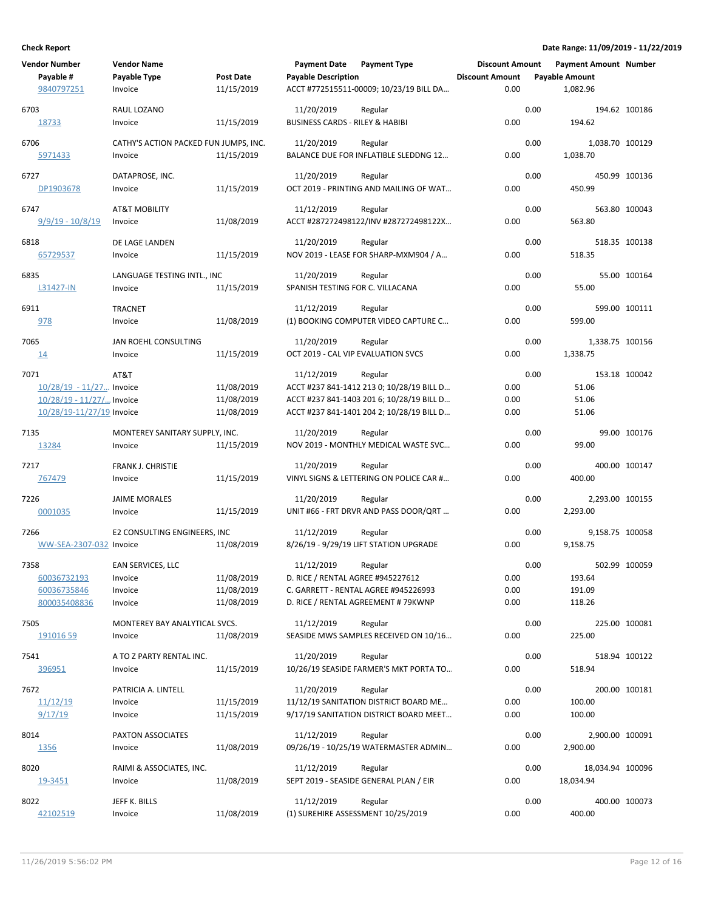**Check Report**

Date Range: 11/09/2019 - 11/22/2019

| Vendor Number / Payable # | Vendor Name / Payable Type | Post Date | Payment Date / Payable Description | Payment Type | Discount Amount / Discount Amount | Payment Amount / Payable Amount | Number |
|---|---|---|---|---|---|---|---|
| 9840797251 | Invoice | 11/15/2019 | ACCT #772515511-00009; 10/23/19 BILL DA... | | 0.00 | 1,082.96 | |
| 6703 | RAUL LOZANO | | 11/20/2019 | Regular | 0.00 | 194.62 | 100186 |
| 18733 | Invoice | 11/15/2019 | BUSINESS CARDS - RILEY & HABIBI | | 0.00 | 194.62 | |
| 6706 | CATHY'S ACTION PACKED FUN JUMPS, INC. | | 11/20/2019 | Regular | 0.00 | 1,038.70 | 100129 |
| 5971433 | Invoice | 11/15/2019 | BALANCE DUE FOR INFLATIBLE SLEDDNG 12... | | 0.00 | 1,038.70 | |
| 6727 | DATAPROSE, INC. | | 11/20/2019 | Regular | 0.00 | 450.99 | 100136 |
| DP1903678 | Invoice | 11/15/2019 | OCT 2019 - PRINTING AND MAILING OF WAT... | | 0.00 | 450.99 | |
| 6747 | AT&T MOBILITY | | 11/12/2019 | Regular | 0.00 | 563.80 | 100043 |
| 9/9/19 - 10/8/19 | Invoice | 11/08/2019 | ACCT #287272498122/INV #287272498122X... | | 0.00 | 563.80 | |
| 6818 | DE LAGE LANDEN | | 11/20/2019 | Regular | 0.00 | 518.35 | 100138 |
| 65729537 | Invoice | 11/15/2019 | NOV 2019 - LEASE FOR SHARP-MXM904 / A... | | 0.00 | 518.35 | |
| 6835 | LANGUAGE TESTING INTL., INC | | 11/20/2019 | Regular | 0.00 | 55.00 | 100164 |
| L31427-IN | Invoice | 11/15/2019 | SPANISH TESTING FOR C. VILLACANA | | 0.00 | 55.00 | |
| 6911 | TRACNET | | 11/12/2019 | Regular | 0.00 | 599.00 | 100111 |
| 978 | Invoice | 11/08/2019 | (1) BOOKING COMPUTER VIDEO CAPTURE C... | | 0.00 | 599.00 | |
| 7065 | JAN ROEHL CONSULTING | | 11/20/2019 | Regular | 0.00 | 1,338.75 | 100156 |
| 14 | Invoice | 11/15/2019 | OCT 2019 - CAL VIP EVALUATION SVCS | | 0.00 | 1,338.75 | |
| 7071 | AT&T | | 11/12/2019 | Regular | 0.00 | 153.18 | 100042 |
| 10/28/19 - 11/27... | Invoice | 11/08/2019 | ACCT #237 841-1412 213 0; 10/28/19 BILL D... | | 0.00 | 51.06 | |
| 10/28/19 - 11/27/... | Invoice | 11/08/2019 | ACCT #237 841-1403 201 6; 10/28/19 BILL D... | | 0.00 | 51.06 | |
| 10/28/19-11/27/19 | Invoice | 11/08/2019 | ACCT #237 841-1401 204 2; 10/28/19 BILL D... | | 0.00 | 51.06 | |
| 7135 | MONTEREY SANITARY SUPPLY, INC. | | 11/20/2019 | Regular | 0.00 | 99.00 | 100176 |
| 13284 | Invoice | 11/15/2019 | NOV 2019 - MONTHLY MEDICAL WASTE SVC... | | 0.00 | 99.00 | |
| 7217 | FRANK J. CHRISTIE | | 11/20/2019 | Regular | 0.00 | 400.00 | 100147 |
| 767479 | Invoice | 11/15/2019 | VINYL SIGNS & LETTERING ON POLICE CAR #... | | 0.00 | 400.00 | |
| 7226 | JAIME MORALES | | 11/20/2019 | Regular | 0.00 | 2,293.00 | 100155 |
| 0001035 | Invoice | 11/15/2019 | UNIT #66 - FRT DRVR AND PASS DOOR/QRT ... | | 0.00 | 2,293.00 | |
| 7266 | E2 CONSULTING ENGINEERS, INC | | 11/12/2019 | Regular | 0.00 | 9,158.75 | 100058 |
| WW-SEA-2307-032 | Invoice | 11/08/2019 | 8/26/19 - 9/29/19 LIFT STATION UPGRADE | | 0.00 | 9,158.75 | |
| 7358 | EAN SERVICES, LLC | | 11/12/2019 | Regular | 0.00 | 502.99 | 100059 |
| 60036732193 | Invoice | 11/08/2019 | D. RICE / RENTAL AGREE #945227612 | | 0.00 | 193.64 | |
| 60036735846 | Invoice | 11/08/2019 | C. GARRETT - RENTAL AGREE #945226993 | | 0.00 | 191.09 | |
| 800035408836 | Invoice | 11/08/2019 | D. RICE / RENTAL AGREEMENT # 79KWNP | | 0.00 | 118.26 | |
| 7505 | MONTEREY BAY ANALYTICAL SVCS. | | 11/12/2019 | Regular | 0.00 | 225.00 | 100081 |
| 191016 59 | Invoice | 11/08/2019 | SEASIDE MWS SAMPLES RECEIVED ON 10/16... | | 0.00 | 225.00 | |
| 7541 | A TO Z PARTY RENTAL INC. | | 11/20/2019 | Regular | 0.00 | 518.94 | 100122 |
| 396951 | Invoice | 11/15/2019 | 10/26/19 SEASIDE FARMER'S MKT PORTA TO... | | 0.00 | 518.94 | |
| 7672 | PATRICIA A. LINTELL | | 11/20/2019 | Regular | 0.00 | 200.00 | 100181 |
| 11/12/19 | Invoice | 11/15/2019 | 11/12/19 SANITATION DISTRICT BOARD ME... | | 0.00 | 100.00 | |
| 9/17/19 | Invoice | 11/15/2019 | 9/17/19 SANITATION DISTRICT BOARD MEET... | | 0.00 | 100.00 | |
| 8014 | PAXTON ASSOCIATES | | 11/12/2019 | Regular | 0.00 | 2,900.00 | 100091 |
| 1356 | Invoice | 11/08/2019 | 09/26/19 - 10/25/19 WATERMASTER ADMIN... | | 0.00 | 2,900.00 | |
| 8020 | RAIMI & ASSOCIATES, INC. | | 11/12/2019 | Regular | 0.00 | 18,034.94 | 100096 |
| 19-3451 | Invoice | 11/08/2019 | SEPT 2019 - SEASIDE GENERAL PLAN / EIR | | 0.00 | 18,034.94 | |
| 8022 | JEFF K. BILLS | | 11/12/2019 | Regular | 0.00 | 400.00 | 100073 |
| 42102519 | Invoice | 11/08/2019 | (1) SUREHIRE ASSESSMENT 10/25/2019 | | 0.00 | 400.00 | |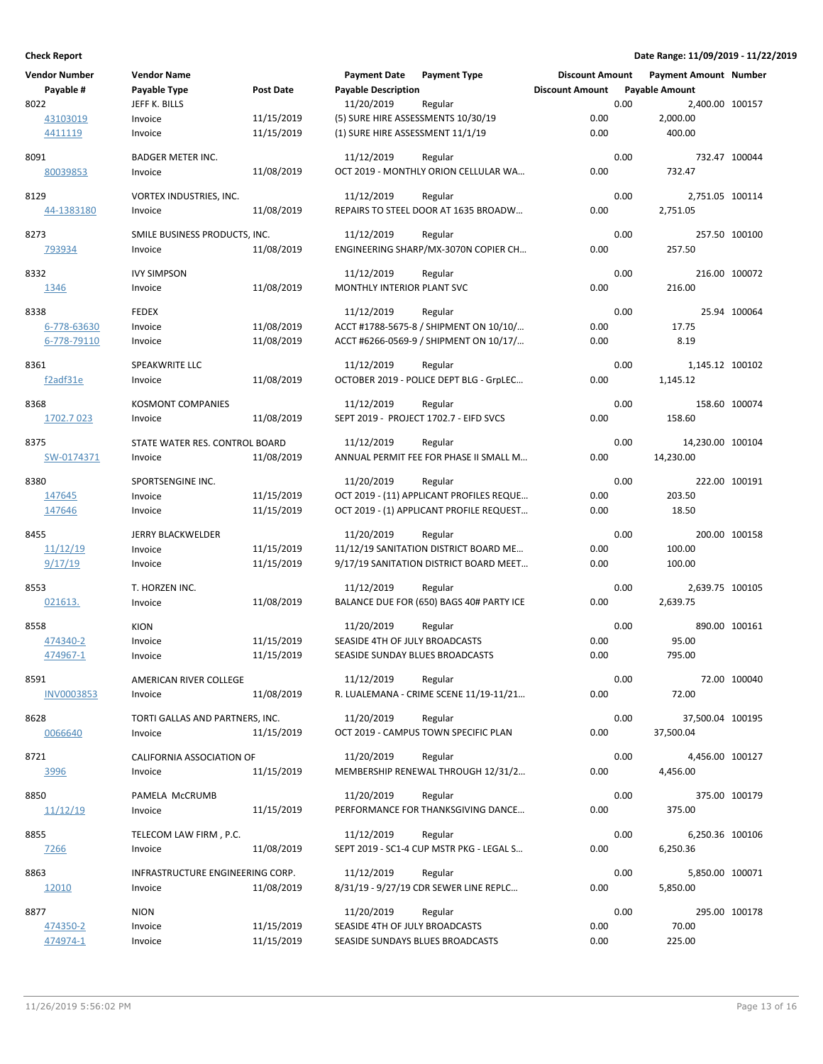**Check Report** | **Date Range: 11/09/2019 - 11/22/2019**

| Vendor Number | Vendor Name | | Payment Date | Payment Type | Discount Amount | Payment Amount | Number |
|---|---|---|---|---|---|---|---|
| Payable # | Payable Type | Post Date | Payable Description | | Discount Amount | Payable Amount | |
| 8022 | JEFF K. BILLS | | 11/20/2019 | Regular | 0.00 | 2,400.00 | 100157 |
| 43103019 | Invoice | 11/15/2019 | (5) SURE HIRE ASSESSMENTS 10/30/19 | | 0.00 | 2,000.00 | |
| 4411119 | Invoice | 11/15/2019 | (1) SURE HIRE ASSESSMENT 11/1/19 | | 0.00 | 400.00 | |
| 8091 | BADGER METER INC. | | 11/12/2019 | Regular | 0.00 | 732.47 | 100044 |
| 80039853 | Invoice | 11/08/2019 | OCT 2019 - MONTHLY ORION CELLULAR WA… | | 0.00 | 732.47 | |
| 8129 | VORTEX INDUSTRIES, INC. | | 11/12/2019 | Regular | 0.00 | 2,751.05 | 100114 |
| 44-1383180 | Invoice | 11/08/2019 | REPAIRS TO STEEL DOOR AT 1635 BROADW… | | 0.00 | 2,751.05 | |
| 8273 | SMILE BUSINESS PRODUCTS, INC. | | 11/12/2019 | Regular | 0.00 | 257.50 | 100100 |
| 793934 | Invoice | 11/08/2019 | ENGINEERING SHARP/MX-3070N COPIER CH… | | 0.00 | 257.50 | |
| 8332 | IVY SIMPSON | | 11/12/2019 | Regular | 0.00 | 216.00 | 100072 |
| 1346 | Invoice | 11/08/2019 | MONTHLY INTERIOR PLANT SVC | | 0.00 | 216.00 | |
| 8338 | FEDEX | | 11/12/2019 | Regular | 0.00 | 25.94 | 100064 |
| 6-778-63630 | Invoice | 11/08/2019 | ACCT #1788-5675-8 / SHIPMENT ON 10/10/… | | 0.00 | 17.75 | |
| 6-778-79110 | Invoice | 11/08/2019 | ACCT #6266-0569-9 / SHIPMENT ON 10/17/… | | 0.00 | 8.19 | |
| 8361 | SPEAKWRITE LLC | | 11/12/2019 | Regular | 0.00 | 1,145.12 | 100102 |
| f2adf31e | Invoice | 11/08/2019 | OCTOBER 2019 - POLICE DEPT BLG - GrpLEC… | | 0.00 | 1,145.12 | |
| 8368 | KOSMONT COMPANIES | | 11/12/2019 | Regular | 0.00 | 158.60 | 100074 |
| 1702.7 023 | Invoice | 11/08/2019 | SEPT 2019 - PROJECT 1702.7 - EIFD SVCS | | 0.00 | 158.60 | |
| 8375 | STATE WATER RES. CONTROL BOARD | | 11/12/2019 | Regular | 0.00 | 14,230.00 | 100104 |
| SW-0174371 | Invoice | 11/08/2019 | ANNUAL PERMIT FEE FOR PHASE II SMALL M… | | 0.00 | 14,230.00 | |
| 8380 | SPORTSENGINE INC. | | 11/20/2019 | Regular | 0.00 | 222.00 | 100191 |
| 147645 | Invoice | 11/15/2019 | OCT 2019 - (11) APPLICANT PROFILES REQUE… | | 0.00 | 203.50 | |
| 147646 | Invoice | 11/15/2019 | OCT 2019 - (1) APPLICANT PROFILE REQUEST… | | 0.00 | 18.50 | |
| 8455 | JERRY BLACKWELDER | | 11/20/2019 | Regular | 0.00 | 200.00 | 100158 |
| 11/12/19 | Invoice | 11/15/2019 | 11/12/19 SANITATION DISTRICT BOARD ME… | | 0.00 | 100.00 | |
| 9/17/19 | Invoice | 11/15/2019 | 9/17/19 SANITATION DISTRICT BOARD MEET… | | 0.00 | 100.00 | |
| 8553 | T. HORZEN INC. | | 11/12/2019 | Regular | 0.00 | 2,639.75 | 100105 |
| 021613. | Invoice | 11/08/2019 | BALANCE DUE FOR (650) BAGS 40# PARTY ICE | | 0.00 | 2,639.75 | |
| 8558 | KION | | 11/20/2019 | Regular | 0.00 | 890.00 | 100161 |
| 474340-2 | Invoice | 11/15/2019 | SEASIDE 4TH OF JULY BROADCASTS | | 0.00 | 95.00 | |
| 474967-1 | Invoice | 11/15/2019 | SEASIDE SUNDAY BLUES BROADCASTS | | 0.00 | 795.00 | |
| 8591 | AMERICAN RIVER COLLEGE | | 11/12/2019 | Regular | 0.00 | 72.00 | 100040 |
| INV0003853 | Invoice | 11/08/2019 | R. LUALEMANA - CRIME SCENE 11/19-11/21… | | 0.00 | 72.00 | |
| 8628 | TORTI GALLAS AND PARTNERS, INC. | | 11/20/2019 | Regular | 0.00 | 37,500.04 | 100195 |
| 0066640 | Invoice | 11/15/2019 | OCT 2019 - CAMPUS TOWN SPECIFIC PLAN | | 0.00 | 37,500.04 | |
| 8721 | CALIFORNIA ASSOCIATION OF | | 11/20/2019 | Regular | 0.00 | 4,456.00 | 100127 |
| 3996 | Invoice | 11/15/2019 | MEMBERSHIP RENEWAL THROUGH 12/31/2… | | 0.00 | 4,456.00 | |
| 8850 | PAMELA McCRUMB | | 11/20/2019 | Regular | 0.00 | 375.00 | 100179 |
| 11/12/19 | Invoice | 11/15/2019 | PERFORMANCE FOR THANKSGIVING DANCE… | | 0.00 | 375.00 | |
| 8855 | TELECOM LAW FIRM , P.C. | | 11/12/2019 | Regular | 0.00 | 6,250.36 | 100106 |
| 7266 | Invoice | 11/08/2019 | SEPT 2019 - SC1-4 CUP MSTR PKG - LEGAL S… | | 0.00 | 6,250.36 | |
| 8863 | INFRASTRUCTURE ENGINEERING CORP. | | 11/12/2019 | Regular | 0.00 | 5,850.00 | 100071 |
| 12010 | Invoice | 11/08/2019 | 8/31/19 - 9/27/19 CDR SEWER LINE REPLC… | | 0.00 | 5,850.00 | |
| 8877 | NION | | 11/20/2019 | Regular | 0.00 | 295.00 | 100178 |
| 474350-2 | Invoice | 11/15/2019 | SEASIDE 4TH OF JULY BROADCASTS | | 0.00 | 70.00 | |
| 474974-1 | Invoice | 11/15/2019 | SEASIDE SUNDAYS BLUES BROADCASTS | | 0.00 | 225.00 | |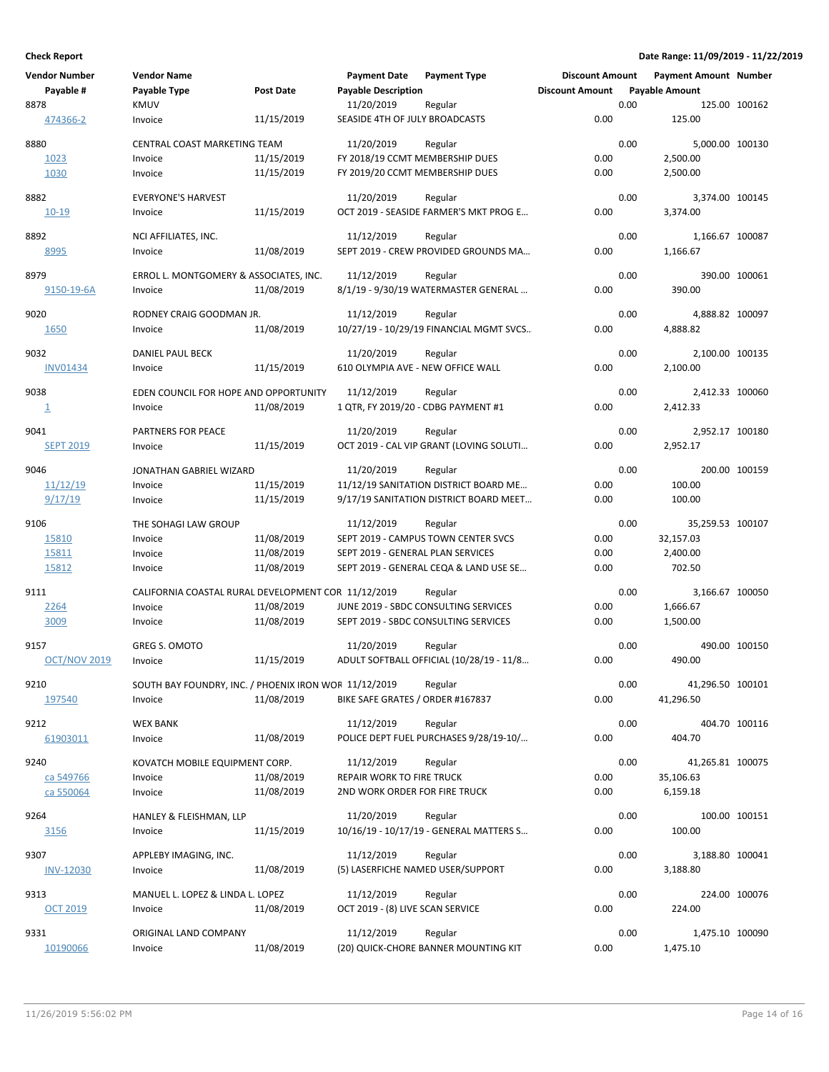**Check Report** — Date Range: 11/09/2019 - 11/22/2019

| Vendor Number / Payable # | Vendor Name / Payable Type | Post Date | Payment Date / Payable Description | Payment Type | Discount Amount / Discount Amount | Payment Amount / Payable Amount | Number |
|---|---|---|---|---|---|---|---|
| 8878 | KMUV | | 11/20/2019 | Regular | 0.00 | 125.00 | 100162 |
| 474366-2 | Invoice | 11/15/2019 | SEASIDE 4TH OF JULY BROADCASTS | | 0.00 | 125.00 | |
| 8880 | CENTRAL COAST MARKETING TEAM | | 11/20/2019 | Regular | 0.00 | 5,000.00 | 100130 |
| 1023 | Invoice | 11/15/2019 | FY 2018/19 CCMT MEMBERSHIP DUES | | 0.00 | 2,500.00 | |
| 1030 | Invoice | 11/15/2019 | FY 2019/20 CCMT MEMBERSHIP DUES | | 0.00 | 2,500.00 | |
| 8882 | EVERYONE'S HARVEST | | 11/20/2019 | Regular | 0.00 | 3,374.00 | 100145 |
| 10-19 | Invoice | 11/15/2019 | OCT 2019 - SEASIDE FARMER'S MKT PROG E... | | 0.00 | 3,374.00 | |
| 8892 | NCI AFFILIATES, INC. | | 11/12/2019 | Regular | 0.00 | 1,166.67 | 100087 |
| 8995 | Invoice | 11/08/2019 | SEPT 2019 - CREW PROVIDED GROUNDS MA... | | 0.00 | 1,166.67 | |
| 8979 | ERROL L. MONTGOMERY & ASSOCIATES, INC. | | 11/12/2019 | Regular | 0.00 | 390.00 | 100061 |
| 9150-19-6A | Invoice | 11/08/2019 | 8/1/19 - 9/30/19 WATERMASTER GENERAL ... | | 0.00 | 390.00 | |
| 9020 | RODNEY CRAIG GOODMAN JR. | | 11/12/2019 | Regular | 0.00 | 4,888.82 | 100097 |
| 1650 | Invoice | 11/08/2019 | 10/27/19 - 10/29/19 FINANCIAL MGMT SVCS... | | 0.00 | 4,888.82 | |
| 9032 | DANIEL PAUL BECK | | 11/20/2019 | Regular | 0.00 | 2,100.00 | 100135 |
| INV01434 | Invoice | 11/15/2019 | 610 OLYMPIA AVE - NEW OFFICE WALL | | 0.00 | 2,100.00 | |
| 9038 | EDEN COUNCIL FOR HOPE AND OPPORTUNITY | | 11/12/2019 | Regular | 0.00 | 2,412.33 | 100060 |
| 1 | Invoice | 11/08/2019 | 1 QTR, FY 2019/20 - CDBG PAYMENT #1 | | 0.00 | 2,412.33 | |
| 9041 | PARTNERS FOR PEACE | | 11/20/2019 | Regular | 0.00 | 2,952.17 | 100180 |
| SEPT 2019 | Invoice | 11/15/2019 | OCT 2019 - CAL VIP GRANT (LOVING SOLUTI... | | 0.00 | 2,952.17 | |
| 9046 | JONATHAN GABRIEL WIZARD | | 11/20/2019 | Regular | 0.00 | 200.00 | 100159 |
| 11/12/19 | Invoice | 11/15/2019 | 11/12/19 SANITATION DISTRICT BOARD ME... | | 0.00 | 100.00 | |
| 9/17/19 | Invoice | 11/15/2019 | 9/17/19 SANITATION DISTRICT BOARD MEET... | | 0.00 | 100.00 | |
| 9106 | THE SOHAGI LAW GROUP | | 11/12/2019 | Regular | 0.00 | 35,259.53 | 100107 |
| 15810 | Invoice | 11/08/2019 | SEPT 2019 - CAMPUS TOWN CENTER SVCS | | 0.00 | 32,157.03 | |
| 15811 | Invoice | 11/08/2019 | SEPT 2019 - GENERAL PLAN SERVICES | | 0.00 | 2,400.00 | |
| 15812 | Invoice | 11/08/2019 | SEPT 2019 - GENERAL CEQA & LAND USE SE... | | 0.00 | 702.50 | |
| 9111 | CALIFORNIA COASTAL RURAL DEVELOPMENT COR | | 11/12/2019 | Regular | 0.00 | 3,166.67 | 100050 |
| 2264 | Invoice | 11/08/2019 | JUNE 2019 - SBDC CONSULTING SERVICES | | 0.00 | 1,666.67 | |
| 3009 | Invoice | 11/08/2019 | SEPT 2019 - SBDC CONSULTING SERVICES | | 0.00 | 1,500.00 | |
| 9157 | GREG S. OMOTO | | 11/20/2019 | Regular | 0.00 | 490.00 | 100150 |
| OCT/NOV 2019 | Invoice | 11/15/2019 | ADULT SOFTBALL OFFICIAL (10/28/19 - 11/8... | | 0.00 | 490.00 | |
| 9210 | SOUTH BAY FOUNDRY, INC. / PHOENIX IRON WOR | | 11/12/2019 | Regular | 0.00 | 41,296.50 | 100101 |
| 197540 | Invoice | 11/08/2019 | BIKE SAFE GRATES / ORDER #167837 | | 0.00 | 41,296.50 | |
| 9212 | WEX BANK | | 11/12/2019 | Regular | 0.00 | 404.70 | 100116 |
| 61903011 | Invoice | 11/08/2019 | POLICE DEPT FUEL PURCHASES 9/28/19-10/... | | 0.00 | 404.70 | |
| 9240 | KOVATCH MOBILE EQUIPMENT CORP. | | 11/12/2019 | Regular | 0.00 | 41,265.81 | 100075 |
| ca 549766 | Invoice | 11/08/2019 | REPAIR WORK TO FIRE TRUCK | | 0.00 | 35,106.63 | |
| ca 550064 | Invoice | 11/08/2019 | 2ND WORK ORDER FOR FIRE TRUCK | | 0.00 | 6,159.18 | |
| 9264 | HANLEY & FLEISHMAN, LLP | | 11/20/2019 | Regular | 0.00 | 100.00 | 100151 |
| 3156 | Invoice | 11/15/2019 | 10/16/19 - 10/17/19 - GENERAL MATTERS S... | | 0.00 | 100.00 | |
| 9307 | APPLEBY IMAGING, INC. | | 11/12/2019 | Regular | 0.00 | 3,188.80 | 100041 |
| INV-12030 | Invoice | 11/08/2019 | (5) LASERFICHE NAMED USER/SUPPORT | | 0.00 | 3,188.80 | |
| 9313 | MANUEL L. LOPEZ & LINDA L. LOPEZ | | 11/12/2019 | Regular | 0.00 | 224.00 | 100076 |
| OCT 2019 | Invoice | 11/08/2019 | OCT 2019 - (8) LIVE SCAN SERVICE | | 0.00 | 224.00 | |
| 9331 | ORIGINAL LAND COMPANY | | 11/12/2019 | Regular | 0.00 | 1,475.10 | 100090 |
| 10190066 | Invoice | 11/08/2019 | (20) QUICK-CHORE BANNER MOUNTING KIT | | 0.00 | 1,475.10 | |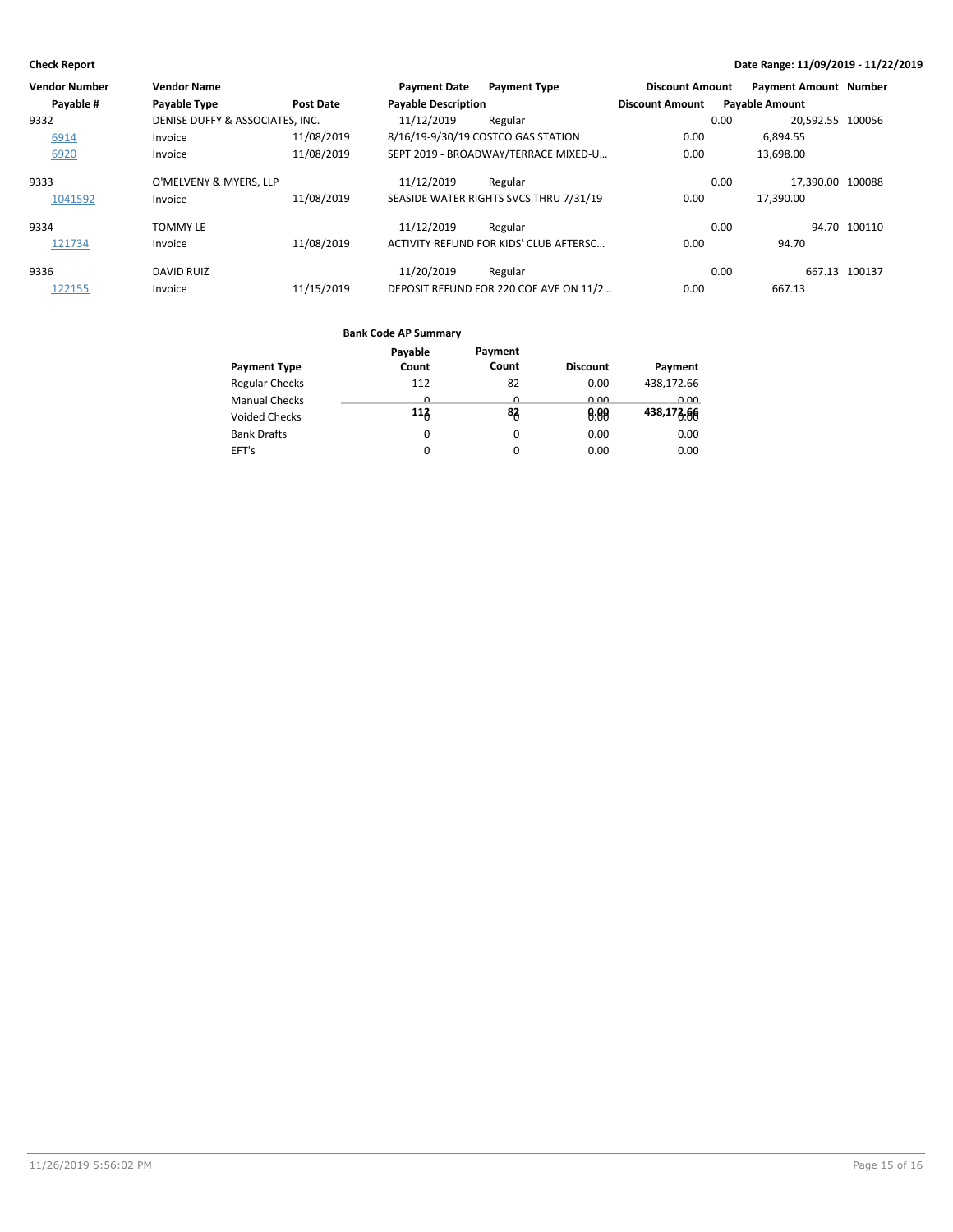| Vendor Number | Vendor Name | | Payment Date | Payment Type | Discount Amount | Payment Amount | Number |
|---|---|---|---|---|---|---|---|
| Payable # | Payable Type | Post Date | Payable Description | | Discount Amount | Payable Amount | |
| 9332 | DENISE DUFFY & ASSOCIATES, INC. | | 11/12/2019 | Regular | 0.00 | 20,592.55 | 100056 |
| 6914 | Invoice | 11/08/2019 | 8/16/19-9/30/19 COSTCO GAS STATION | | 0.00 | 6,894.55 | |
| 6920 | Invoice | 11/08/2019 | SEPT 2019 - BROADWAY/TERRACE MIXED-U... | | 0.00 | 13,698.00 | |
| 9333 | O'MELVENY & MYERS, LLP | | 11/12/2019 | Regular | 0.00 | 17,390.00 | 100088 |
| 1041592 | Invoice | 11/08/2019 | SEASIDE WATER RIGHTS SVCS THRU 7/31/19 | | 0.00 | 17,390.00 | |
| 9334 | TOMMY LE | | 11/12/2019 | Regular | 0.00 | 94.70 | 100110 |
| 121734 | Invoice | 11/08/2019 | ACTIVITY REFUND FOR KIDS' CLUB AFTERSC... | | 0.00 | 94.70 | |
| 9336 | DAVID RUIZ | | 11/20/2019 | Regular | 0.00 | 667.13 | 100137 |
| 122155 | Invoice | 11/15/2019 | DEPOSIT REFUND FOR 220 COE AVE ON 11/2... | | 0.00 | 667.13 | |

**Bank Code AP Summary**

| Payment Type | Payable Count | Payment Count | Discount | Payment |
|---|---|---|---|---|
| Regular Checks | 112 | 82 | 0.00 | 438,172.66 |
| Manual Checks | 0 | 0 | 0.00 | 0.00 |
| Voided Checks | 0 | 0 | 0.00 | 0.00 |
| Bank Drafts | 0 | 0 | 0.00 | 0.00 |
| EFT's | 0 | 0 | 0.00 | 0.00 |
| | **112** | **82** | **0.00** | **438,172.66** |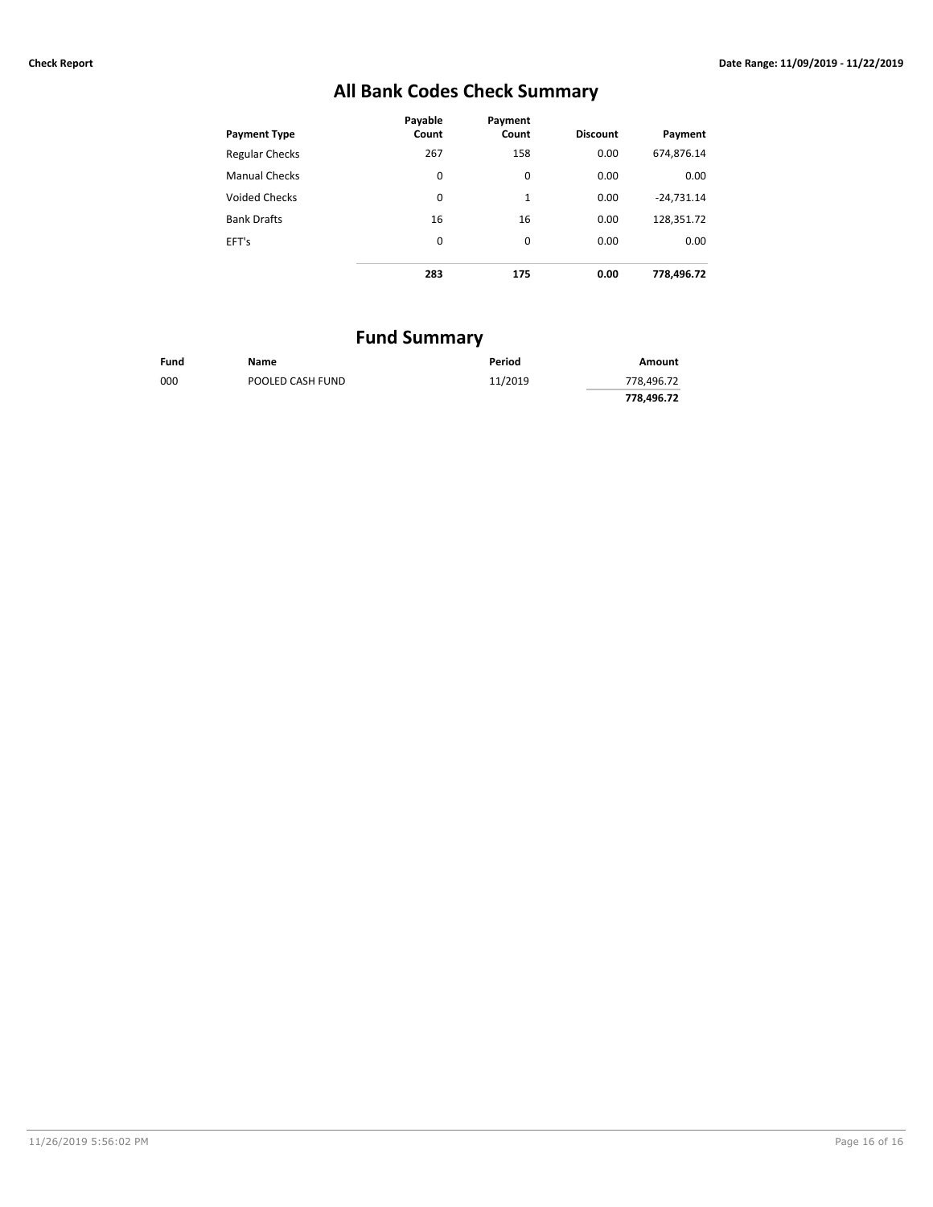## All Bank Codes Check Summary

| Payment Type | Payable Count | Payment Count | Discount | Payment |
|---|---|---|---|---|
| Regular Checks | 267 | 158 | 0.00 | 674,876.14 |
| Manual Checks | 0 | 0 | 0.00 | 0.00 |
| Voided Checks | 0 | 1 | 0.00 | -24,731.14 |
| Bank Drafts | 16 | 16 | 0.00 | 128,351.72 |
| EFT's | 0 | 0 | 0.00 | 0.00 |
| | **283** | **175** | **0.00** | **778,496.72** |

## Fund Summary

| Fund | Name | Period | Amount |
|---|---|---|---|
| 000 | POOLED CASH FUND | 11/2019 | 778,496.72 |
| | | | **778,496.72** |